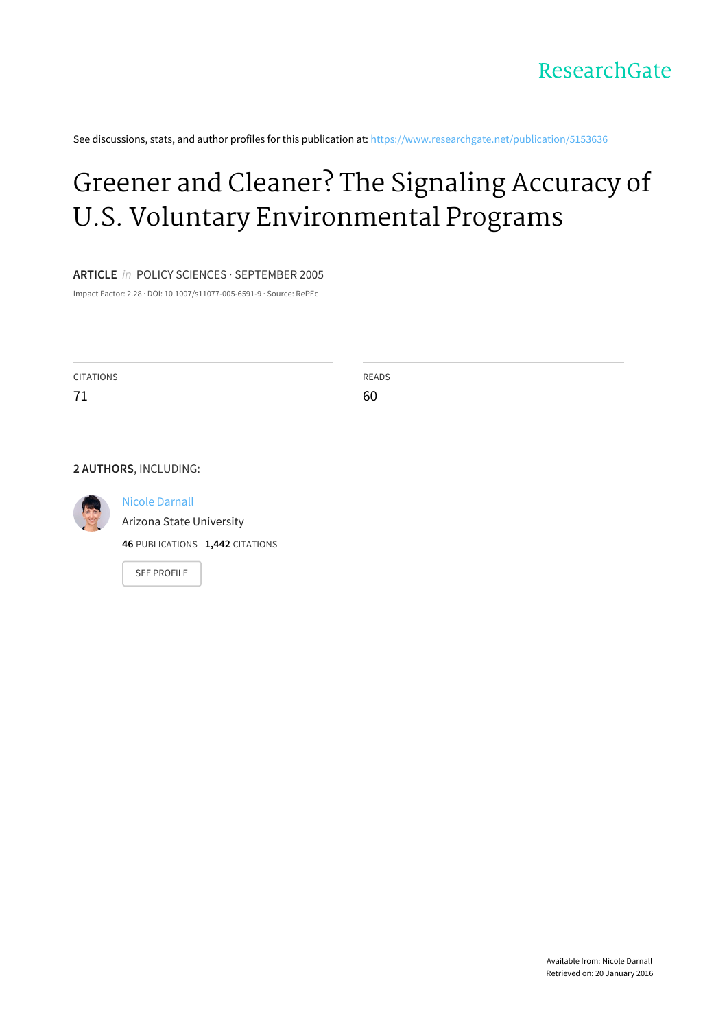ResearchGate

See discussions, stats, and author profiles for this publication at: https://www.researchgate.net/publication/5153636

# Greener and Cleaner? The Signaling Accuracy of U.S. Voluntary Environmental Programs

**ARTICLE** *in* POLICY SCIENCES · SEPTEMBER 2005

Impact Factor: 2.28 · DOI: 10.1007/s11077-005-6591-9 · Source: RePEc

| CITATIONS | READS |
| --- | --- |
| 71 | 60 |

**2 AUTHORS**, INCLUDING:

Nicole Darnall
Arizona State University
**46** PUBLICATIONS **1,442** CITATIONS

SEE PROFILE

Available from: Nicole Darnall
Retrieved on: 20 January 2016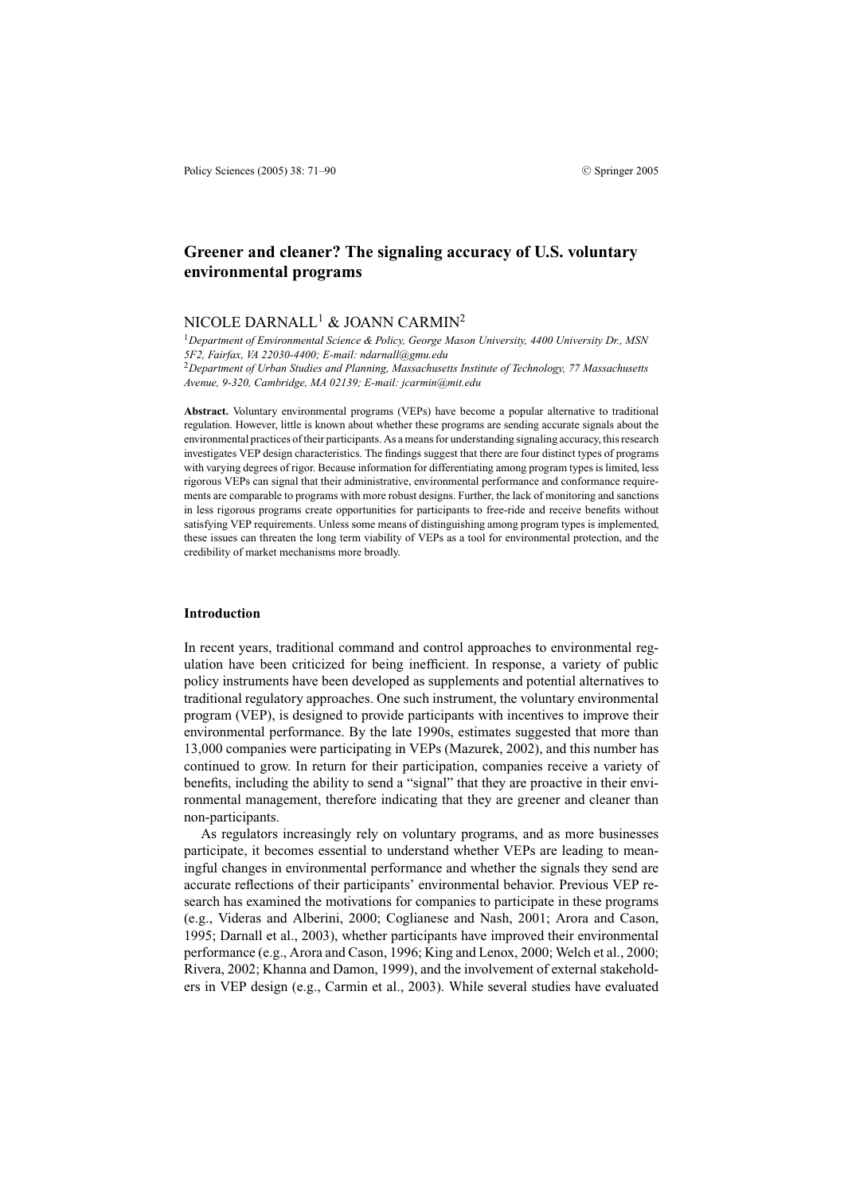# Greener and cleaner? The signaling accuracy of U.S. voluntary environmental programs

NICOLE DARNALL[1] & JOANN CARMIN[2]

[1] *Department of Environmental Science & Policy, George Mason University, 4400 University Dr., MSN 5F2, Fairfax, VA 22030-4400; E-mail: ndarnall@gmu.edu*
[2] *Department of Urban Studies and Planning, Massachusetts Institute of Technology, 77 Massachusetts Avenue, 9-320, Cambridge, MA 02139; E-mail: jcarmin@mit.edu*

**Abstract.** Voluntary environmental programs (VEPs) have become a popular alternative to traditional regulation. However, little is known about whether these programs are sending accurate signals about the environmental practices of their participants. As a means for understanding signaling accuracy, this research investigates VEP design characteristics. The findings suggest that there are four distinct types of programs with varying degrees of rigor. Because information for differentiating among program types is limited, less rigorous VEPs can signal that their administrative, environmental performance and conformance requirements are comparable to programs with more robust designs. Further, the lack of monitoring and sanctions in less rigorous programs create opportunities for participants to free-ride and receive benefits without satisfying VEP requirements. Unless some means of distinguishing among program types is implemented, these issues can threaten the long term viability of VEPs as a tool for environmental protection, and the credibility of market mechanisms more broadly.

## Introduction

In recent years, traditional command and control approaches to environmental regulation have been criticized for being inefficient. In response, a variety of public policy instruments have been developed as supplements and potential alternatives to traditional regulatory approaches. One such instrument, the voluntary environmental program (VEP), is designed to provide participants with incentives to improve their environmental performance. By the late 1990s, estimates suggested that more than 13,000 companies were participating in VEPs (Mazurek, 2002), and this number has continued to grow. In return for their participation, companies receive a variety of benefits, including the ability to send a "signal" that they are proactive in their environmental management, therefore indicating that they are greener and cleaner than non-participants.

As regulators increasingly rely on voluntary programs, and as more businesses participate, it becomes essential to understand whether VEPs are leading to meaningful changes in environmental performance and whether the signals they send are accurate reflections of their participants' environmental behavior. Previous VEP research has examined the motivations for companies to participate in these programs (e.g., Videras and Alberini, 2000; Coglianese and Nash, 2001; Arora and Cason, 1995; Darnall et al., 2003), whether participants have improved their environmental performance (e.g., Arora and Cason, 1996; King and Lenox, 2000; Welch et al., 2000; Rivera, 2002; Khanna and Damon, 1999), and the involvement of external stakeholders in VEP design (e.g., Carmin et al., 2003). While several studies have evaluated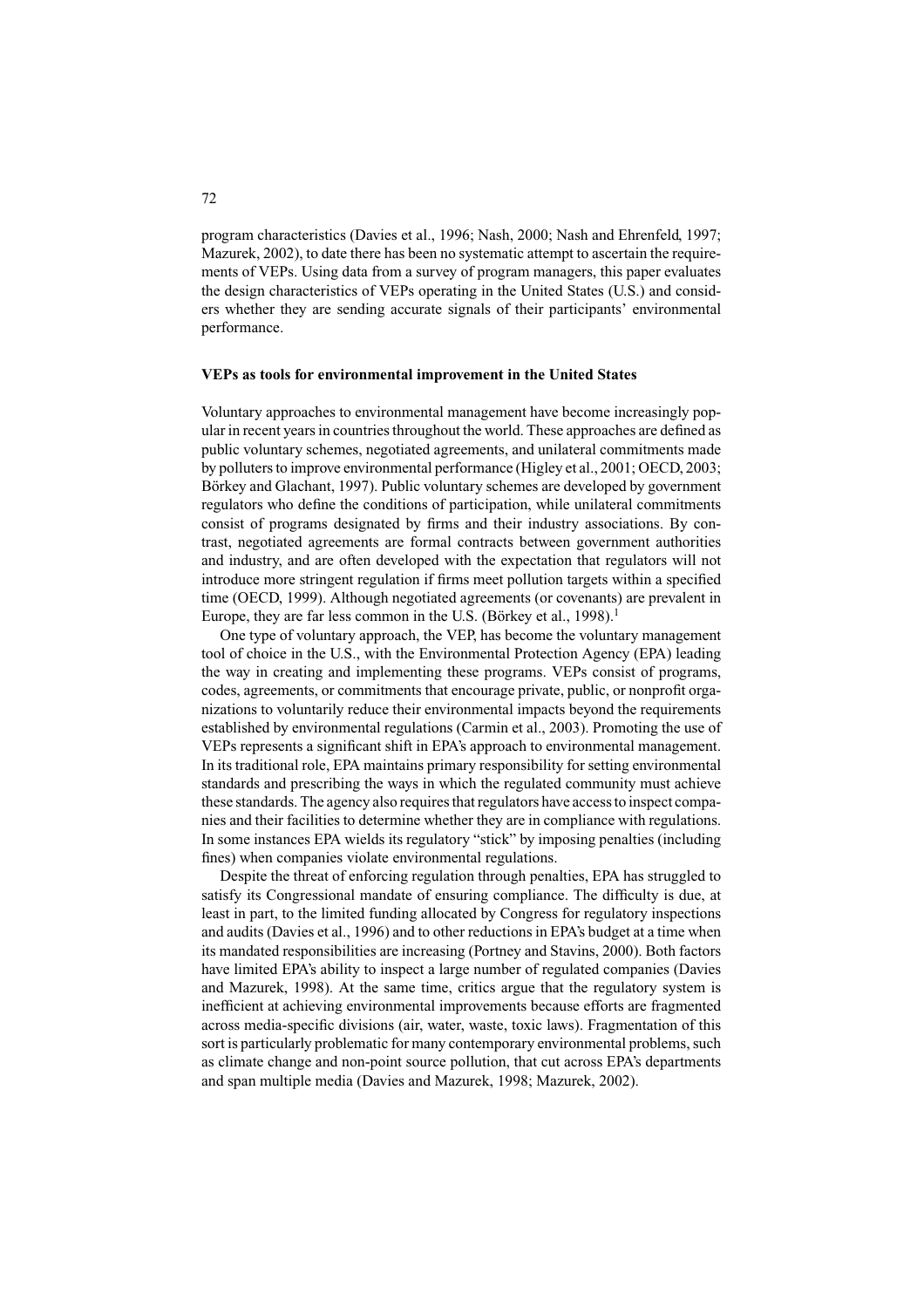program characteristics (Davies et al., 1996; Nash, 2000; Nash and Ehrenfeld, 1997; Mazurek, 2002), to date there has been no systematic attempt to ascertain the requirements of VEPs. Using data from a survey of program managers, this paper evaluates the design characteristics of VEPs operating in the United States (U.S.) and considers whether they are sending accurate signals of their participants' environmental performance.

### VEPs as tools for environmental improvement in the United States

Voluntary approaches to environmental management have become increasingly popular in recent years in countries throughout the world. These approaches are defined as public voluntary schemes, negotiated agreements, and unilateral commitments made by polluters to improve environmental performance (Higley et al., 2001; OECD, 2003; Börkey and Glachant, 1997). Public voluntary schemes are developed by government regulators who define the conditions of participation, while unilateral commitments consist of programs designated by firms and their industry associations. By contrast, negotiated agreements are formal contracts between government authorities and industry, and are often developed with the expectation that regulators will not introduce more stringent regulation if firms meet pollution targets within a specified time (OECD, 1999). Although negotiated agreements (or covenants) are prevalent in Europe, they are far less common in the U.S. (Börkey et al., 1998).[1]

One type of voluntary approach, the VEP, has become the voluntary management tool of choice in the U.S., with the Environmental Protection Agency (EPA) leading the way in creating and implementing these programs. VEPs consist of programs, codes, agreements, or commitments that encourage private, public, or nonprofit organizations to voluntarily reduce their environmental impacts beyond the requirements established by environmental regulations (Carmin et al., 2003). Promoting the use of VEPs represents a significant shift in EPA's approach to environmental management. In its traditional role, EPA maintains primary responsibility for setting environmental standards and prescribing the ways in which the regulated community must achieve these standards. The agency also requires that regulators have access to inspect companies and their facilities to determine whether they are in compliance with regulations. In some instances EPA wields its regulatory "stick" by imposing penalties (including fines) when companies violate environmental regulations.

Despite the threat of enforcing regulation through penalties, EPA has struggled to satisfy its Congressional mandate of ensuring compliance. The difficulty is due, at least in part, to the limited funding allocated by Congress for regulatory inspections and audits (Davies et al., 1996) and to other reductions in EPA's budget at a time when its mandated responsibilities are increasing (Portney and Stavins, 2000). Both factors have limited EPA's ability to inspect a large number of regulated companies (Davies and Mazurek, 1998). At the same time, critics argue that the regulatory system is inefficient at achieving environmental improvements because efforts are fragmented across media-specific divisions (air, water, waste, toxic laws). Fragmentation of this sort is particularly problematic for many contemporary environmental problems, such as climate change and non-point source pollution, that cut across EPA's departments and span multiple media (Davies and Mazurek, 1998; Mazurek, 2002).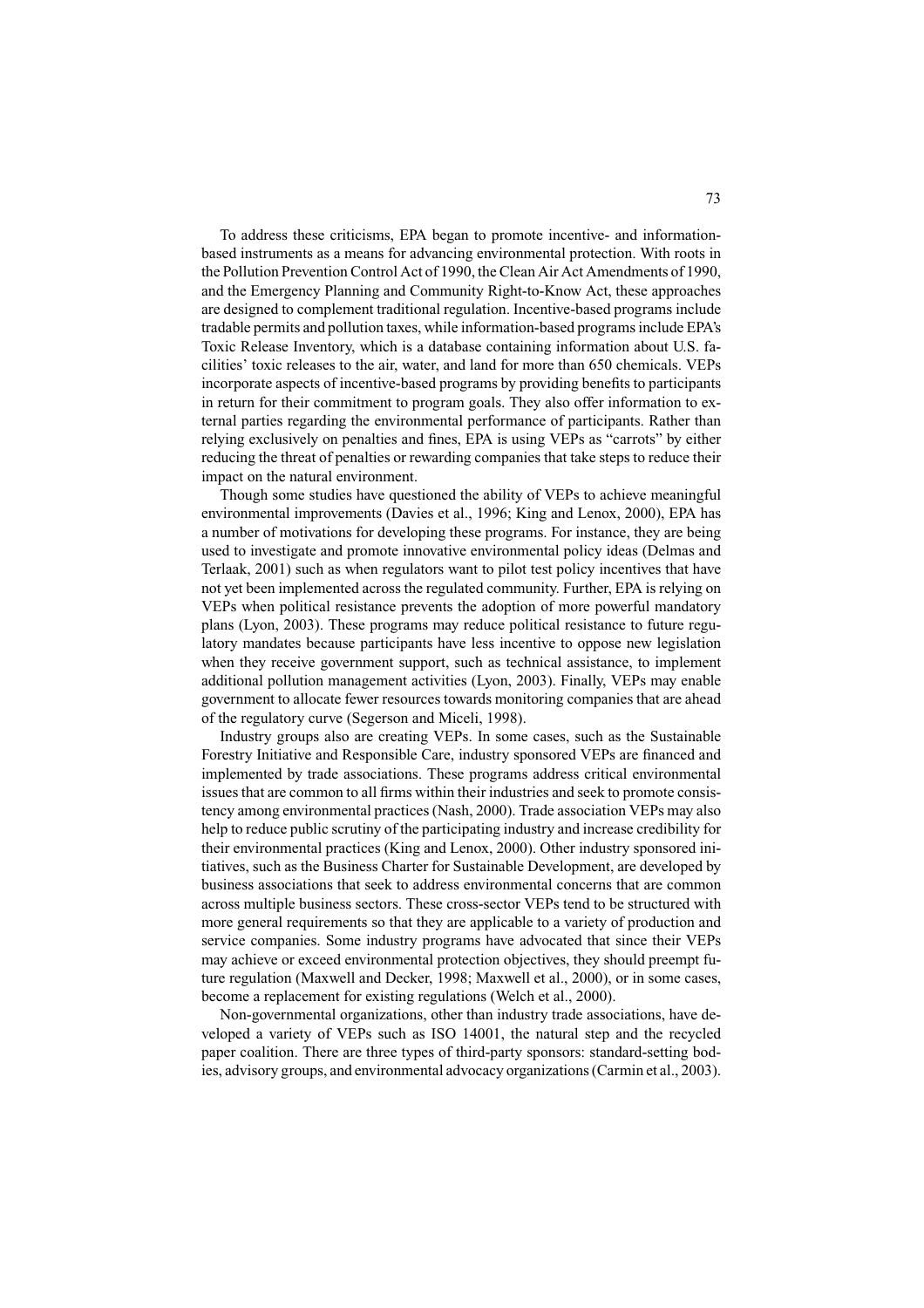To address these criticisms, EPA began to promote incentive- and information-based instruments as a means for advancing environmental protection. With roots in the Pollution Prevention Control Act of 1990, the Clean Air Act Amendments of 1990, and the Emergency Planning and Community Right-to-Know Act, these approaches are designed to complement traditional regulation. Incentive-based programs include tradable permits and pollution taxes, while information-based programs include EPA's Toxic Release Inventory, which is a database containing information about U.S. facilities' toxic releases to the air, water, and land for more than 650 chemicals. VEPs incorporate aspects of incentive-based programs by providing benefits to participants in return for their commitment to program goals. They also offer information to external parties regarding the environmental performance of participants. Rather than relying exclusively on penalties and fines, EPA is using VEPs as "carrots" by either reducing the threat of penalties or rewarding companies that take steps to reduce their impact on the natural environment.

Though some studies have questioned the ability of VEPs to achieve meaningful environmental improvements (Davies et al., 1996; King and Lenox, 2000), EPA has a number of motivations for developing these programs. For instance, they are being used to investigate and promote innovative environmental policy ideas (Delmas and Terlaak, 2001) such as when regulators want to pilot test policy incentives that have not yet been implemented across the regulated community. Further, EPA is relying on VEPs when political resistance prevents the adoption of more powerful mandatory plans (Lyon, 2003). These programs may reduce political resistance to future regulatory mandates because participants have less incentive to oppose new legislation when they receive government support, such as technical assistance, to implement additional pollution management activities (Lyon, 2003). Finally, VEPs may enable government to allocate fewer resources towards monitoring companies that are ahead of the regulatory curve (Segerson and Miceli, 1998).

Industry groups also are creating VEPs. In some cases, such as the Sustainable Forestry Initiative and Responsible Care, industry sponsored VEPs are financed and implemented by trade associations. These programs address critical environmental issues that are common to all firms within their industries and seek to promote consistency among environmental practices (Nash, 2000). Trade association VEPs may also help to reduce public scrutiny of the participating industry and increase credibility for their environmental practices (King and Lenox, 2000). Other industry sponsored initiatives, such as the Business Charter for Sustainable Development, are developed by business associations that seek to address environmental concerns that are common across multiple business sectors. These cross-sector VEPs tend to be structured with more general requirements so that they are applicable to a variety of production and service companies. Some industry programs have advocated that since their VEPs may achieve or exceed environmental protection objectives, they should preempt future regulation (Maxwell and Decker, 1998; Maxwell et al., 2000), or in some cases, become a replacement for existing regulations (Welch et al., 2000).

Non-governmental organizations, other than industry trade associations, have developed a variety of VEPs such as ISO 14001, the natural step and the recycled paper coalition. There are three types of third-party sponsors: standard-setting bodies, advisory groups, and environmental advocacy organizations (Carmin et al., 2003).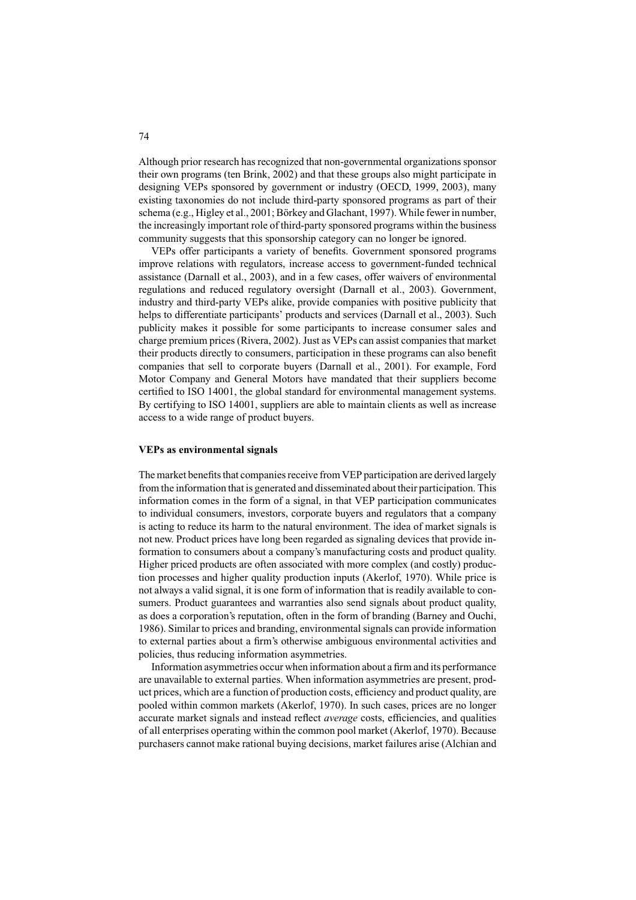Although prior research has recognized that non-governmental organizations sponsor their own programs (ten Brink, 2002) and that these groups also might participate in designing VEPs sponsored by government or industry (OECD, 1999, 2003), many existing taxonomies do not include third-party sponsored programs as part of their schema (e.g., Higley et al., 2001; Börkey and Glachant, 1997). While fewer in number, the increasingly important role of third-party sponsored programs within the business community suggests that this sponsorship category can no longer be ignored.

VEPs offer participants a variety of benefits. Government sponsored programs improve relations with regulators, increase access to government-funded technical assistance (Darnall et al., 2003), and in a few cases, offer waivers of environmental regulations and reduced regulatory oversight (Darnall et al., 2003). Government, industry and third-party VEPs alike, provide companies with positive publicity that helps to differentiate participants' products and services (Darnall et al., 2003). Such publicity makes it possible for some participants to increase consumer sales and charge premium prices (Rivera, 2002). Just as VEPs can assist companies that market their products directly to consumers, participation in these programs can also benefit companies that sell to corporate buyers (Darnall et al., 2001). For example, Ford Motor Company and General Motors have mandated that their suppliers become certified to ISO 14001, the global standard for environmental management systems. By certifying to ISO 14001, suppliers are able to maintain clients as well as increase access to a wide range of product buyers.

### VEPs as environmental signals

The market benefits that companies receive from VEP participation are derived largely from the information that is generated and disseminated about their participation. This information comes in the form of a signal, in that VEP participation communicates to individual consumers, investors, corporate buyers and regulators that a company is acting to reduce its harm to the natural environment. The idea of market signals is not new. Product prices have long been regarded as signaling devices that provide information to consumers about a company's manufacturing costs and product quality. Higher priced products are often associated with more complex (and costly) production processes and higher quality production inputs (Akerlof, 1970). While price is not always a valid signal, it is one form of information that is readily available to consumers. Product guarantees and warranties also send signals about product quality, as does a corporation's reputation, often in the form of branding (Barney and Ouchi, 1986). Similar to prices and branding, environmental signals can provide information to external parties about a firm's otherwise ambiguous environmental activities and policies, thus reducing information asymmetries.

Information asymmetries occur when information about a firm and its performance are unavailable to external parties. When information asymmetries are present, product prices, which are a function of production costs, efficiency and product quality, are pooled within common markets (Akerlof, 1970). In such cases, prices are no longer accurate market signals and instead reflect *average* costs, efficiencies, and qualities of all enterprises operating within the common pool market (Akerlof, 1970). Because purchasers cannot make rational buying decisions, market failures arise (Alchian and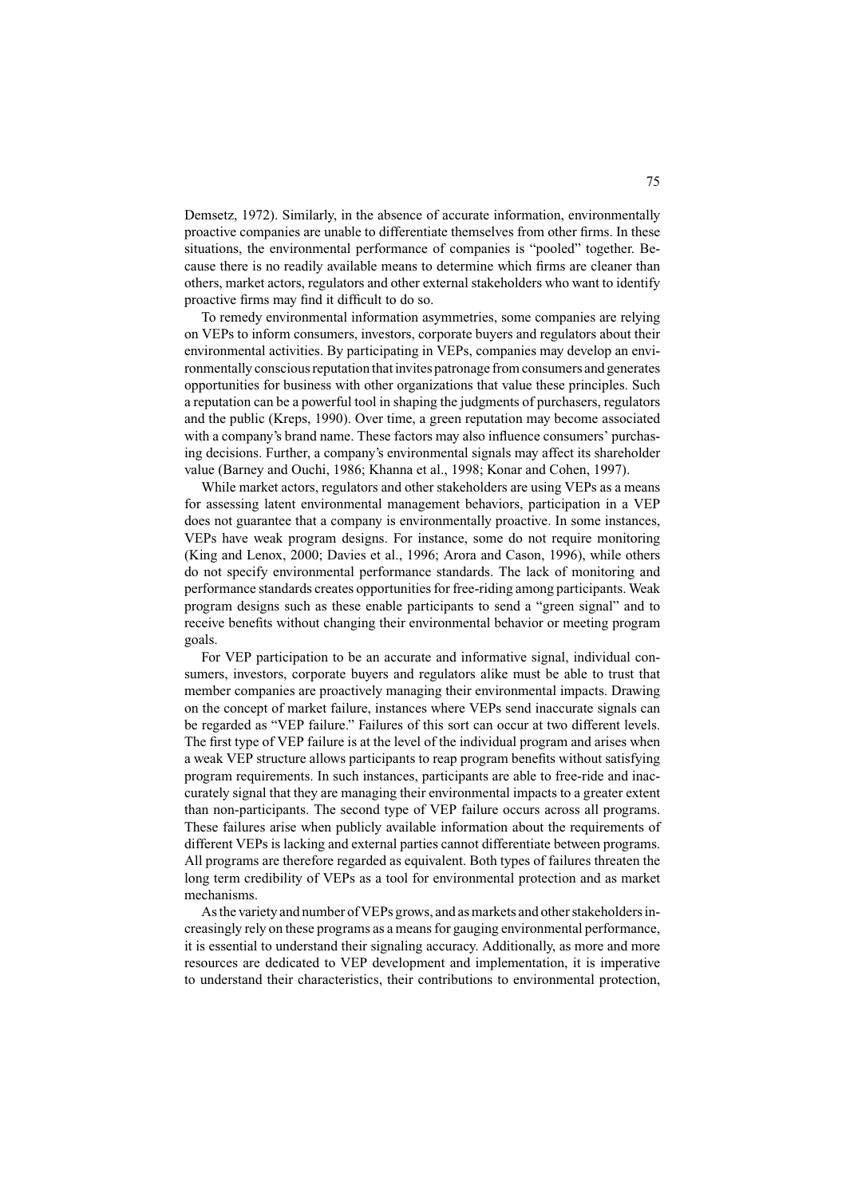Demsetz, 1972). Similarly, in the absence of accurate information, environmentally proactive companies are unable to differentiate themselves from other firms. In these situations, the environmental performance of companies is "pooled" together. Because there is no readily available means to determine which firms are cleaner than others, market actors, regulators and other external stakeholders who want to identify proactive firms may find it difficult to do so.

To remedy environmental information asymmetries, some companies are relying on VEPs to inform consumers, investors, corporate buyers and regulators about their environmental activities. By participating in VEPs, companies may develop an environmentally conscious reputation that invites patronage from consumers and generates opportunities for business with other organizations that value these principles. Such a reputation can be a powerful tool in shaping the judgments of purchasers, regulators and the public (Kreps, 1990). Over time, a green reputation may become associated with a company's brand name. These factors may also influence consumers' purchasing decisions. Further, a company's environmental signals may affect its shareholder value (Barney and Ouchi, 1986; Khanna et al., 1998; Konar and Cohen, 1997).

While market actors, regulators and other stakeholders are using VEPs as a means for assessing latent environmental management behaviors, participation in a VEP does not guarantee that a company is environmentally proactive. In some instances, VEPs have weak program designs. For instance, some do not require monitoring (King and Lenox, 2000; Davies et al., 1996; Arora and Cason, 1996), while others do not specify environmental performance standards. The lack of monitoring and performance standards creates opportunities for free-riding among participants. Weak program designs such as these enable participants to send a "green signal" and to receive benefits without changing their environmental behavior or meeting program goals.

For VEP participation to be an accurate and informative signal, individual consumers, investors, corporate buyers and regulators alike must be able to trust that member companies are proactively managing their environmental impacts. Drawing on the concept of market failure, instances where VEPs send inaccurate signals can be regarded as "VEP failure." Failures of this sort can occur at two different levels. The first type of VEP failure is at the level of the individual program and arises when a weak VEP structure allows participants to reap program benefits without satisfying program requirements. In such instances, participants are able to free-ride and inaccurately signal that they are managing their environmental impacts to a greater extent than non-participants. The second type of VEP failure occurs across all programs. These failures arise when publicly available information about the requirements of different VEPs is lacking and external parties cannot differentiate between programs. All programs are therefore regarded as equivalent. Both types of failures threaten the long term credibility of VEPs as a tool for environmental protection and as market mechanisms.

As the variety and number of VEPs grows, and as markets and other stakeholders increasingly rely on these programs as a means for gauging environmental performance, it is essential to understand their signaling accuracy. Additionally, as more and more resources are dedicated to VEP development and implementation, it is imperative to understand their characteristics, their contributions to environmental protection,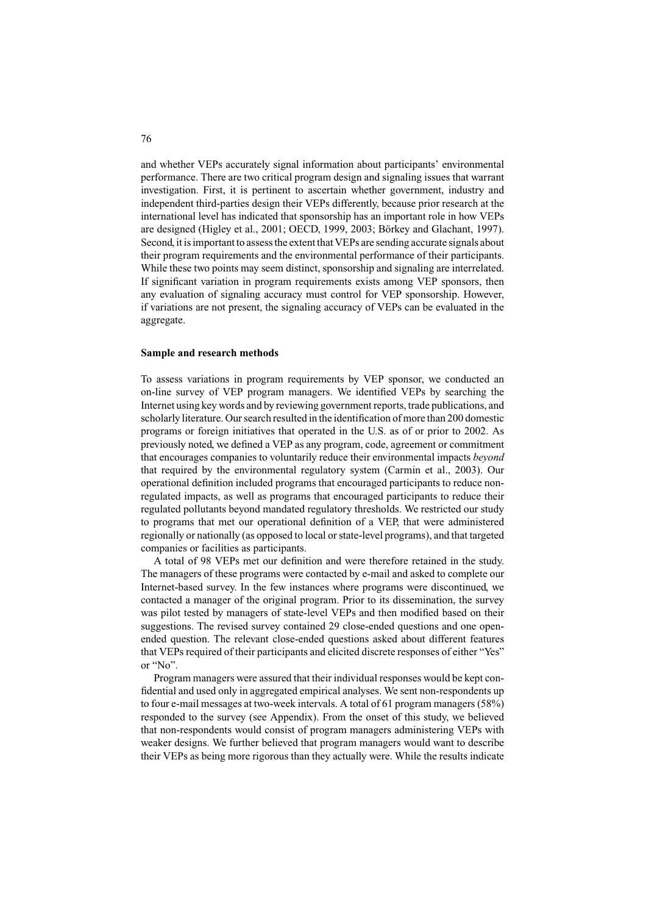and whether VEPs accurately signal information about participants' environmental performance. There are two critical program design and signaling issues that warrant investigation. First, it is pertinent to ascertain whether government, industry and independent third-parties design their VEPs differently, because prior research at the international level has indicated that sponsorship has an important role in how VEPs are designed (Higley et al., 2001; OECD, 1999, 2003; Börkey and Glachant, 1997). Second, it is important to assess the extent that VEPs are sending accurate signals about their program requirements and the environmental performance of their participants. While these two points may seem distinct, sponsorship and signaling are interrelated. If significant variation in program requirements exists among VEP sponsors, then any evaluation of signaling accuracy must control for VEP sponsorship. However, if variations are not present, the signaling accuracy of VEPs can be evaluated in the aggregate.

### Sample and research methods

To assess variations in program requirements by VEP sponsor, we conducted an on-line survey of VEP program managers. We identified VEPs by searching the Internet using key words and by reviewing government reports, trade publications, and scholarly literature. Our search resulted in the identification of more than 200 domestic programs or foreign initiatives that operated in the U.S. as of or prior to 2002. As previously noted, we defined a VEP as any program, code, agreement or commitment that encourages companies to voluntarily reduce their environmental impacts *beyond* that required by the environmental regulatory system (Carmin et al., 2003). Our operational definition included programs that encouraged participants to reduce non-regulated impacts, as well as programs that encouraged participants to reduce their regulated pollutants beyond mandated regulatory thresholds. We restricted our study to programs that met our operational definition of a VEP, that were administered regionally or nationally (as opposed to local or state-level programs), and that targeted companies or facilities as participants.

A total of 98 VEPs met our definition and were therefore retained in the study. The managers of these programs were contacted by e-mail and asked to complete our Internet-based survey. In the few instances where programs were discontinued, we contacted a manager of the original program. Prior to its dissemination, the survey was pilot tested by managers of state-level VEPs and then modified based on their suggestions. The revised survey contained 29 close-ended questions and one open-ended question. The relevant close-ended questions asked about different features that VEPs required of their participants and elicited discrete responses of either "Yes" or "No".

Program managers were assured that their individual responses would be kept confidential and used only in aggregated empirical analyses. We sent non-respondents up to four e-mail messages at two-week intervals. A total of 61 program managers (58%) responded to the survey (see Appendix). From the onset of this study, we believed that non-respondents would consist of program managers administering VEPs with weaker designs. We further believed that program managers would want to describe their VEPs as being more rigorous than they actually were. While the results indicate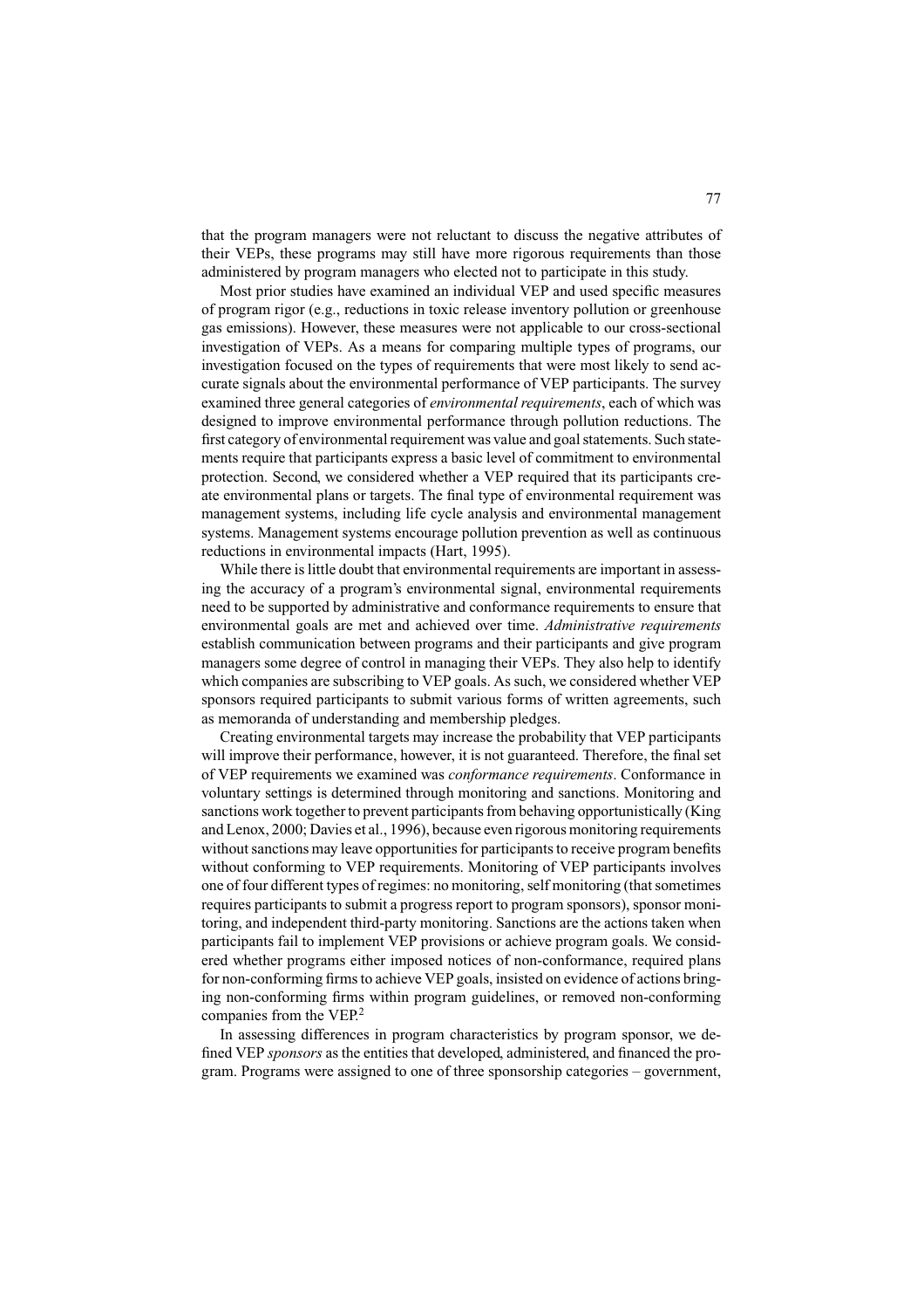that the program managers were not reluctant to discuss the negative attributes of their VEPs, these programs may still have more rigorous requirements than those administered by program managers who elected not to participate in this study.

Most prior studies have examined an individual VEP and used specific measures of program rigor (e.g., reductions in toxic release inventory pollution or greenhouse gas emissions). However, these measures were not applicable to our cross-sectional investigation of VEPs. As a means for comparing multiple types of programs, our investigation focused on the types of requirements that were most likely to send accurate signals about the environmental performance of VEP participants. The survey examined three general categories of *environmental requirements*, each of which was designed to improve environmental performance through pollution reductions. The first category of environmental requirement was value and goal statements. Such statements require that participants express a basic level of commitment to environmental protection. Second, we considered whether a VEP required that its participants create environmental plans or targets. The final type of environmental requirement was management systems, including life cycle analysis and environmental management systems. Management systems encourage pollution prevention as well as continuous reductions in environmental impacts (Hart, 1995).

While there is little doubt that environmental requirements are important in assessing the accuracy of a program's environmental signal, environmental requirements need to be supported by administrative and conformance requirements to ensure that environmental goals are met and achieved over time. *Administrative requirements* establish communication between programs and their participants and give program managers some degree of control in managing their VEPs. They also help to identify which companies are subscribing to VEP goals. As such, we considered whether VEP sponsors required participants to submit various forms of written agreements, such as memoranda of understanding and membership pledges.

Creating environmental targets may increase the probability that VEP participants will improve their performance, however, it is not guaranteed. Therefore, the final set of VEP requirements we examined was *conformance requirements*. Conformance in voluntary settings is determined through monitoring and sanctions. Monitoring and sanctions work together to prevent participants from behaving opportunistically (King and Lenox, 2000; Davies et al., 1996), because even rigorous monitoring requirements without sanctions may leave opportunities for participants to receive program benefits without conforming to VEP requirements. Monitoring of VEP participants involves one of four different types of regimes: no monitoring, self monitoring (that sometimes requires participants to submit a progress report to program sponsors), sponsor monitoring, and independent third-party monitoring. Sanctions are the actions taken when participants fail to implement VEP provisions or achieve program goals. We considered whether programs either imposed notices of non-conformance, required plans for non-conforming firms to achieve VEP goals, insisted on evidence of actions bringing non-conforming firms within program guidelines, or removed non-conforming companies from the VEP.[2]

In assessing differences in program characteristics by program sponsor, we defined VEP *sponsors* as the entities that developed, administered, and financed the program. Programs were assigned to one of three sponsorship categories – government,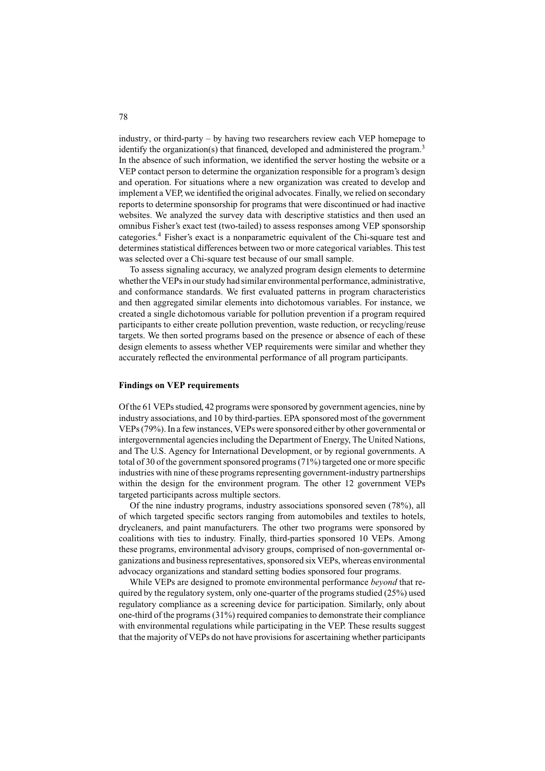industry, or third-party – by having two researchers review each VEP homepage to identify the organization(s) that financed, developed and administered the program.[3] In the absence of such information, we identified the server hosting the website or a VEP contact person to determine the organization responsible for a program's design and operation. For situations where a new organization was created to develop and implement a VEP, we identified the original advocates. Finally, we relied on secondary reports to determine sponsorship for programs that were discontinued or had inactive websites. We analyzed the survey data with descriptive statistics and then used an omnibus Fisher's exact test (two-tailed) to assess responses among VEP sponsorship categories.[4] Fisher's exact is a nonparametric equivalent of the Chi-square test and determines statistical differences between two or more categorical variables. This test was selected over a Chi-square test because of our small sample.

To assess signaling accuracy, we analyzed program design elements to determine whether the VEPs in our study had similar environmental performance, administrative, and conformance standards. We first evaluated patterns in program characteristics and then aggregated similar elements into dichotomous variables. For instance, we created a single dichotomous variable for pollution prevention if a program required participants to either create pollution prevention, waste reduction, or recycling/reuse targets. We then sorted programs based on the presence or absence of each of these design elements to assess whether VEP requirements were similar and whether they accurately reflected the environmental performance of all program participants.

### Findings on VEP requirements

Of the 61 VEPs studied, 42 programs were sponsored by government agencies, nine by industry associations, and 10 by third-parties. EPA sponsored most of the government VEPs (79%). In a few instances, VEPs were sponsored either by other governmental or intergovernmental agencies including the Department of Energy, The United Nations, and The U.S. Agency for International Development, or by regional governments. A total of 30 of the government sponsored programs (71%) targeted one or more specific industries with nine of these programs representing government-industry partnerships within the design for the environment program. The other 12 government VEPs targeted participants across multiple sectors.

Of the nine industry programs, industry associations sponsored seven (78%), all of which targeted specific sectors ranging from automobiles and textiles to hotels, drycleaners, and paint manufacturers. The other two programs were sponsored by coalitions with ties to industry. Finally, third-parties sponsored 10 VEPs. Among these programs, environmental advisory groups, comprised of non-governmental organizations and business representatives, sponsored six VEPs, whereas environmental advocacy organizations and standard setting bodies sponsored four programs.

While VEPs are designed to promote environmental performance *beyond* that required by the regulatory system, only one-quarter of the programs studied (25%) used regulatory compliance as a screening device for participation. Similarly, only about one-third of the programs (31%) required companies to demonstrate their compliance with environmental regulations while participating in the VEP. These results suggest that the majority of VEPs do not have provisions for ascertaining whether participants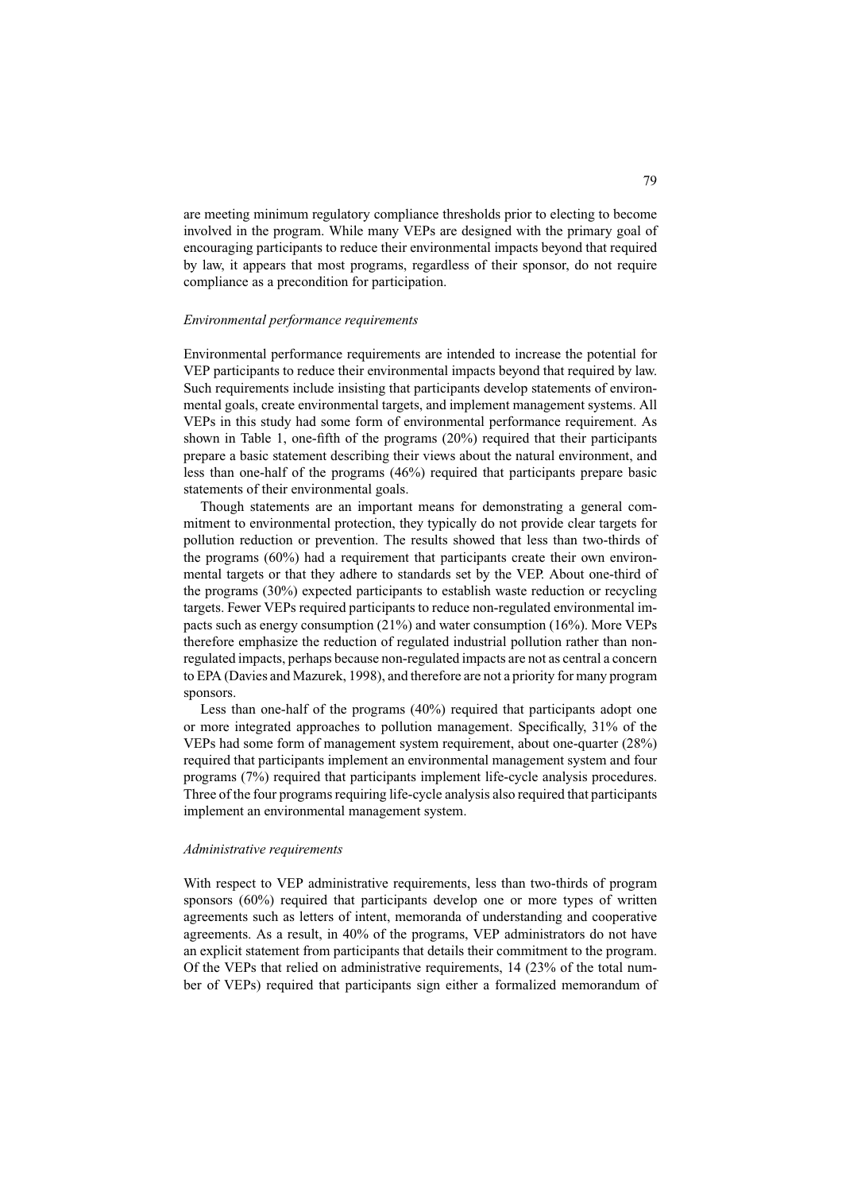are meeting minimum regulatory compliance thresholds prior to electing to become involved in the program. While many VEPs are designed with the primary goal of encouraging participants to reduce their environmental impacts beyond that required by law, it appears that most programs, regardless of their sponsor, do not require compliance as a precondition for participation.

*Environmental performance requirements*

Environmental performance requirements are intended to increase the potential for VEP participants to reduce their environmental impacts beyond that required by law. Such requirements include insisting that participants develop statements of environmental goals, create environmental targets, and implement management systems. All VEPs in this study had some form of environmental performance requirement. As shown in Table 1, one-fifth of the programs (20%) required that their participants prepare a basic statement describing their views about the natural environment, and less than one-half of the programs (46%) required that participants prepare basic statements of their environmental goals.

Though statements are an important means for demonstrating a general commitment to environmental protection, they typically do not provide clear targets for pollution reduction or prevention. The results showed that less than two-thirds of the programs (60%) had a requirement that participants create their own environmental targets or that they adhere to standards set by the VEP. About one-third of the programs (30%) expected participants to establish waste reduction or recycling targets. Fewer VEPs required participants to reduce non-regulated environmental impacts such as energy consumption (21%) and water consumption (16%). More VEPs therefore emphasize the reduction of regulated industrial pollution rather than non-regulated impacts, perhaps because non-regulated impacts are not as central a concern to EPA (Davies and Mazurek, 1998), and therefore are not a priority for many program sponsors.

Less than one-half of the programs (40%) required that participants adopt one or more integrated approaches to pollution management. Specifically, 31% of the VEPs had some form of management system requirement, about one-quarter (28%) required that participants implement an environmental management system and four programs (7%) required that participants implement life-cycle analysis procedures. Three of the four programs requiring life-cycle analysis also required that participants implement an environmental management system.

*Administrative requirements*

With respect to VEP administrative requirements, less than two-thirds of program sponsors (60%) required that participants develop one or more types of written agreements such as letters of intent, memoranda of understanding and cooperative agreements. As a result, in 40% of the programs, VEP administrators do not have an explicit statement from participants that details their commitment to the program. Of the VEPs that relied on administrative requirements, 14 (23% of the total number of VEPs) required that participants sign either a formalized memorandum of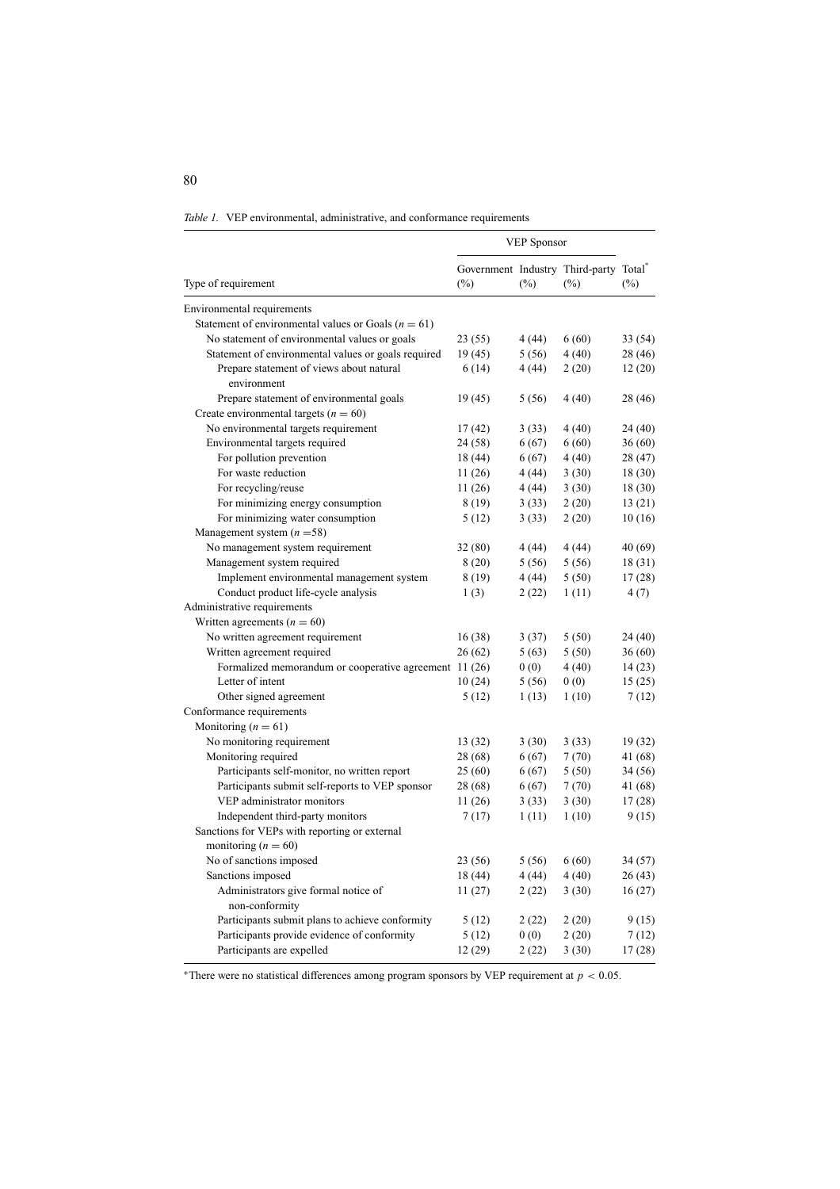*Table 1.* VEP environmental, administrative, and conformance requirements

| Type of requirement | VEP Sponsor | | | |
|---|---|---|---|---|
| | Government (%) | Industry (%) | Third-party (%) | Total* (%) |
| Environmental requirements | | | | |
| Statement of environmental values or Goals ($n = 61$) | | | | |
| No statement of environmental values or goals | 23 (55) | 4 (44) | 6 (60) | 33 (54) |
| Statement of environmental values or goals required | 19 (45) | 5 (56) | 4 (40) | 28 (46) |
| Prepare statement of views about natural environment | 6 (14) | 4 (44) | 2 (20) | 12 (20) |
| Prepare statement of environmental goals | 19 (45) | 5 (56) | 4 (40) | 28 (46) |
| Create environmental targets ($n = 60$) | | | | |
| No environmental targets requirement | 17 (42) | 3 (33) | 4 (40) | 24 (40) |
| Environmental targets required | 24 (58) | 6 (67) | 6 (60) | 36 (60) |
| For pollution prevention | 18 (44) | 6 (67) | 4 (40) | 28 (47) |
| For waste reduction | 11 (26) | 4 (44) | 3 (30) | 18 (30) |
| For recycling/reuse | 11 (26) | 4 (44) | 3 (30) | 18 (30) |
| For minimizing energy consumption | 8 (19) | 3 (33) | 2 (20) | 13 (21) |
| For minimizing water consumption | 5 (12) | 3 (33) | 2 (20) | 10 (16) |
| Management system ($n = 58$) | | | | |
| No management system requirement | 32 (80) | 4 (44) | 4 (44) | 40 (69) |
| Management system required | 8 (20) | 5 (56) | 5 (56) | 18 (31) |
| Implement environmental management system | 8 (19) | 4 (44) | 5 (50) | 17 (28) |
| Conduct product life-cycle analysis | 1 (3) | 2 (22) | 1 (11) | 4 (7) |
| Administrative requirements | | | | |
| Written agreements ($n = 60$) | | | | |
| No written agreement requirement | 16 (38) | 3 (37) | 5 (50) | 24 (40) |
| Written agreement required | 26 (62) | 5 (63) | 5 (50) | 36 (60) |
| Formalized memorandum or cooperative agreement | 11 (26) | 0 (0) | 4 (40) | 14 (23) |
| Letter of intent | 10 (24) | 5 (56) | 0 (0) | 15 (25) |
| Other signed agreement | 5 (12) | 1 (13) | 1 (10) | 7 (12) |
| Conformance requirements | | | | |
| Monitoring ($n = 61$) | | | | |
| No monitoring requirement | 13 (32) | 3 (30) | 3 (33) | 19 (32) |
| Monitoring required | 28 (68) | 6 (67) | 7 (70) | 41 (68) |
| Participants self-monitor, no written report | 25 (60) | 6 (67) | 5 (50) | 34 (56) |
| Participants submit self-reports to VEP sponsor | 28 (68) | 6 (67) | 7 (70) | 41 (68) |
| VEP administrator monitors | 11 (26) | 3 (33) | 3 (30) | 17 (28) |
| Independent third-party monitors | 7 (17) | 1 (11) | 1 (10) | 9 (15) |
| Sanctions for VEPs with reporting or external monitoring ($n = 60$) | | | | |
| No of sanctions imposed | 23 (56) | 5 (56) | 6 (60) | 34 (57) |
| Sanctions imposed | 18 (44) | 4 (44) | 4 (40) | 26 (43) |
| Administrators give formal notice of non-conformity | 11 (27) | 2 (22) | 3 (30) | 16 (27) |
| Participants submit plans to achieve conformity | 5 (12) | 2 (22) | 2 (20) | 9 (15) |
| Participants provide evidence of conformity | 5 (12) | 0 (0) | 2 (20) | 7 (12) |
| Participants are expelled | 12 (29) | 2 (22) | 3 (30) | 17 (28) |

*There were no statistical differences among program sponsors by VEP requirement at $p < 0.05$.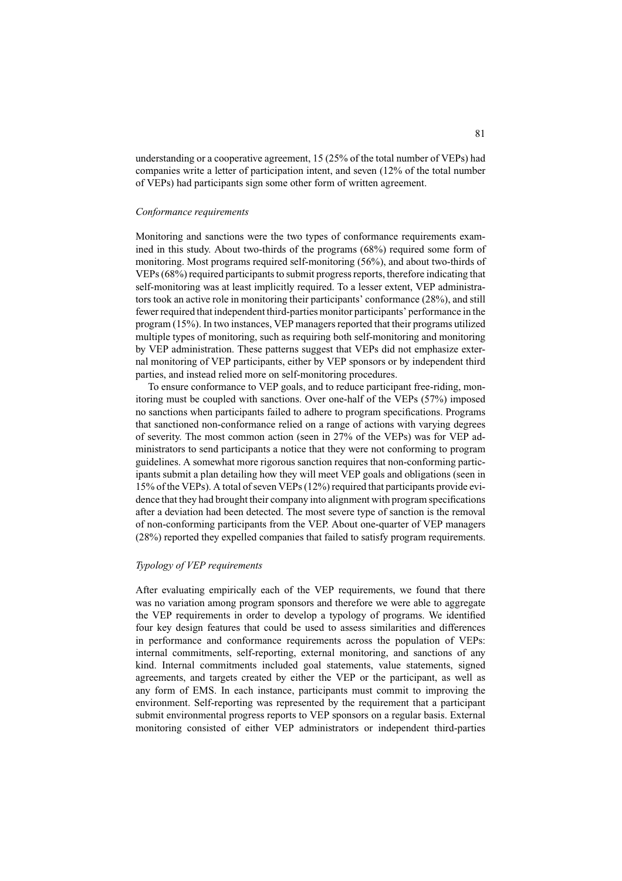understanding or a cooperative agreement, 15 (25% of the total number of VEPs) had companies write a letter of participation intent, and seven (12% of the total number of VEPs) had participants sign some other form of written agreement.

### *Conformance requirements*

Monitoring and sanctions were the two types of conformance requirements examined in this study. About two-thirds of the programs (68%) required some form of monitoring. Most programs required self-monitoring (56%), and about two-thirds of VEPs (68%) required participants to submit progress reports, therefore indicating that self-monitoring was at least implicitly required. To a lesser extent, VEP administrators took an active role in monitoring their participants' conformance (28%), and still fewer required that independent third-parties monitor participants' performance in the program (15%). In two instances, VEP managers reported that their programs utilized multiple types of monitoring, such as requiring both self-monitoring and monitoring by VEP administration. These patterns suggest that VEPs did not emphasize external monitoring of VEP participants, either by VEP sponsors or by independent third parties, and instead relied more on self-monitoring procedures.

To ensure conformance to VEP goals, and to reduce participant free-riding, monitoring must be coupled with sanctions. Over one-half of the VEPs (57%) imposed no sanctions when participants failed to adhere to program specifications. Programs that sanctioned non-conformance relied on a range of actions with varying degrees of severity. The most common action (seen in 27% of the VEPs) was for VEP administrators to send participants a notice that they were not conforming to program guidelines. A somewhat more rigorous sanction requires that non-conforming participants submit a plan detailing how they will meet VEP goals and obligations (seen in 15% of the VEPs). A total of seven VEPs (12%) required that participants provide evidence that they had brought their company into alignment with program specifications after a deviation had been detected. The most severe type of sanction is the removal of non-conforming participants from the VEP. About one-quarter of VEP managers (28%) reported they expelled companies that failed to satisfy program requirements.

### *Typology of VEP requirements*

After evaluating empirically each of the VEP requirements, we found that there was no variation among program sponsors and therefore we were able to aggregate the VEP requirements in order to develop a typology of programs. We identified four key design features that could be used to assess similarities and differences in performance and conformance requirements across the population of VEPs: internal commitments, self-reporting, external monitoring, and sanctions of any kind. Internal commitments included goal statements, value statements, signed agreements, and targets created by either the VEP or the participant, as well as any form of EMS. In each instance, participants must commit to improving the environment. Self-reporting was represented by the requirement that a participant submit environmental progress reports to VEP sponsors on a regular basis. External monitoring consisted of either VEP administrators or independent third-parties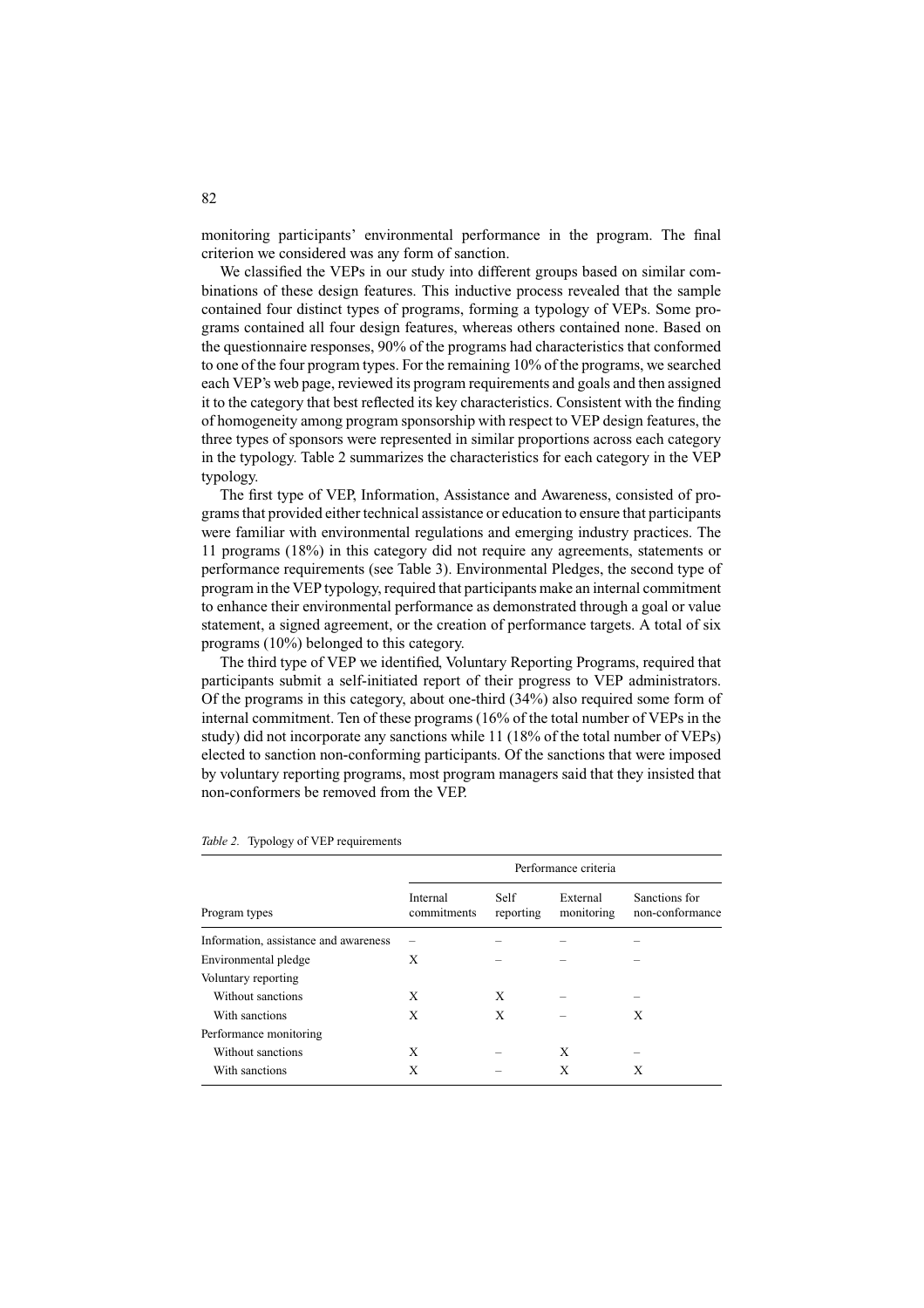monitoring participants' environmental performance in the program. The final criterion we considered was any form of sanction.

We classified the VEPs in our study into different groups based on similar combinations of these design features. This inductive process revealed that the sample contained four distinct types of programs, forming a typology of VEPs. Some programs contained all four design features, whereas others contained none. Based on the questionnaire responses, 90% of the programs had characteristics that conformed to one of the four program types. For the remaining 10% of the programs, we searched each VEP's web page, reviewed its program requirements and goals and then assigned it to the category that best reflected its key characteristics. Consistent with the finding of homogeneity among program sponsorship with respect to VEP design features, the three types of sponsors were represented in similar proportions across each category in the typology. Table 2 summarizes the characteristics for each category in the VEP typology.

The first type of VEP, Information, Assistance and Awareness, consisted of programs that provided either technical assistance or education to ensure that participants were familiar with environmental regulations and emerging industry practices. The 11 programs (18%) in this category did not require any agreements, statements or performance requirements (see Table 3). Environmental Pledges, the second type of program in the VEP typology, required that participants make an internal commitment to enhance their environmental performance as demonstrated through a goal or value statement, a signed agreement, or the creation of performance targets. A total of six programs (10%) belonged to this category.

The third type of VEP we identified, Voluntary Reporting Programs, required that participants submit a self-initiated report of their progress to VEP administrators. Of the programs in this category, about one-third (34%) also required some form of internal commitment. Ten of these programs (16% of the total number of VEPs in the study) did not incorporate any sanctions while 11 (18% of the total number of VEPs) elected to sanction non-conforming participants. Of the sanctions that were imposed by voluntary reporting programs, most program managers said that they insisted that non-conformers be removed from the VEP.

*Table 2.* Typology of VEP requirements

| Program types | Performance criteria | | | |
|---|---|---|---|---|
| | Internal commitments | Self reporting | External monitoring | Sanctions for non-conformance |
| Information, assistance and awareness | – | – | – | – |
| Environmental pledge | X | – | – | – |
| Voluntary reporting | | | | |
| Without sanctions | X | X | – | – |
| With sanctions | X | X | – | X |
| Performance monitoring | | | | |
| Without sanctions | X | – | X | – |
| With sanctions | X | – | X | X |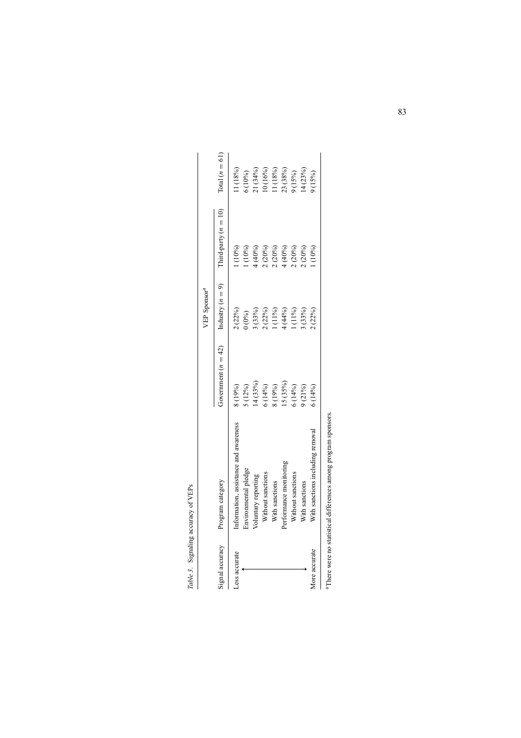*Table 3.* Signaling accuracy of VEPs

| Signal accuracy | Program category | VEP Sponsor[a] | | | |
|---|---|---|---|---|---|
| | | Government ($n = 42$) | Industry ($n = 9$) | Third-party ($n = 10$) | Total ($n = 61$) |
| Less accurate | Information, assistance and awareness | 8 (19%) | 2 (22%) | 1 (10%) | 11 (18%) |
| ↕ | Environmental pledge | 5 (12%) | 0 (0%) | 1 (10%) | 6 (10%) |
| | Voluntary reporting | 14 (33%) | 3 (33%) | 4 (40%) | 21 (34%) |
| | Without sanctions | 6 (14%) | 2 (22%) | 2 (20%) | 10 (16%) |
| | With sanctions | 8 (19%) | 1 (11%) | 2 (20%) | 11 (18%) |
| | Performance monitoring | 15 (35%) | 4 (44%) | 4 (40%) | 23 (38%) |
| | Without sanctions | 6 (14%) | 1 (11%) | 2 (20%) | 9 (15%) |
| | With sanctions | 9 (21%) | 3 (33%) | 2 (20%) | 14 (23%) |
| More accurate | With sanctions including removal | 6 (14%) | 2 (22%) | 1 (10%) | 9 (15%) |

[a]There were no statistical differences among program sponsors.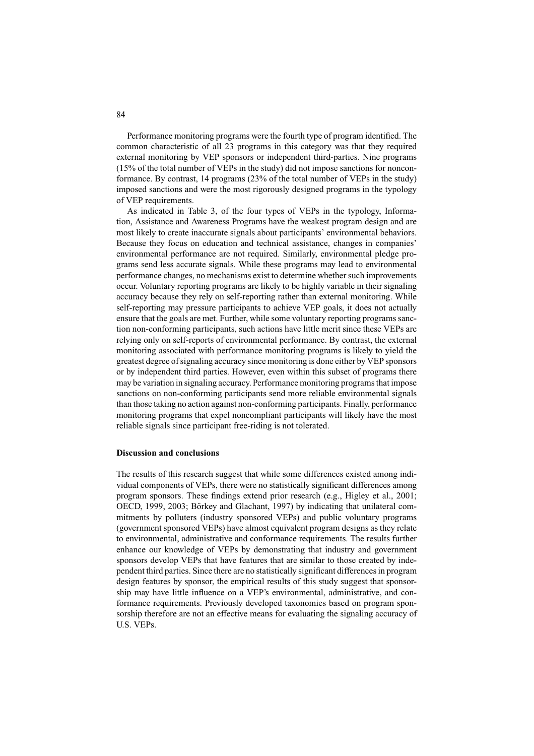Performance monitoring programs were the fourth type of program identified. The common characteristic of all 23 programs in this category was that they required external monitoring by VEP sponsors or independent third-parties. Nine programs (15% of the total number of VEPs in the study) did not impose sanctions for nonconformance. By contrast, 14 programs (23% of the total number of VEPs in the study) imposed sanctions and were the most rigorously designed programs in the typology of VEP requirements.

As indicated in Table 3, of the four types of VEPs in the typology, Information, Assistance and Awareness Programs have the weakest program design and are most likely to create inaccurate signals about participants' environmental behaviors. Because they focus on education and technical assistance, changes in companies' environmental performance are not required. Similarly, environmental pledge programs send less accurate signals. While these programs may lead to environmental performance changes, no mechanisms exist to determine whether such improvements occur. Voluntary reporting programs are likely to be highly variable in their signaling accuracy because they rely on self-reporting rather than external monitoring. While self-reporting may pressure participants to achieve VEP goals, it does not actually ensure that the goals are met. Further, while some voluntary reporting programs sanction non-conforming participants, such actions have little merit since these VEPs are relying only on self-reports of environmental performance. By contrast, the external monitoring associated with performance monitoring programs is likely to yield the greatest degree of signaling accuracy since monitoring is done either by VEP sponsors or by independent third parties. However, even within this subset of programs there may be variation in signaling accuracy. Performance monitoring programs that impose sanctions on non-conforming participants send more reliable environmental signals than those taking no action against non-conforming participants. Finally, performance monitoring programs that expel noncompliant participants will likely have the most reliable signals since participant free-riding is not tolerated.

## Discussion and conclusions

The results of this research suggest that while some differences existed among individual components of VEPs, there were no statistically significant differences among program sponsors. These findings extend prior research (e.g., Higley et al., 2001; OECD, 1999, 2003; Börkey and Glachant, 1997) by indicating that unilateral commitments by polluters (industry sponsored VEPs) and public voluntary programs (government sponsored VEPs) have almost equivalent program designs as they relate to environmental, administrative and conformance requirements. The results further enhance our knowledge of VEPs by demonstrating that industry and government sponsors develop VEPs that have features that are similar to those created by independent third parties. Since there are no statistically significant differences in program design features by sponsor, the empirical results of this study suggest that sponsorship may have little influence on a VEP's environmental, administrative, and conformance requirements. Previously developed taxonomies based on program sponsorship therefore are not an effective means for evaluating the signaling accuracy of U.S. VEPs.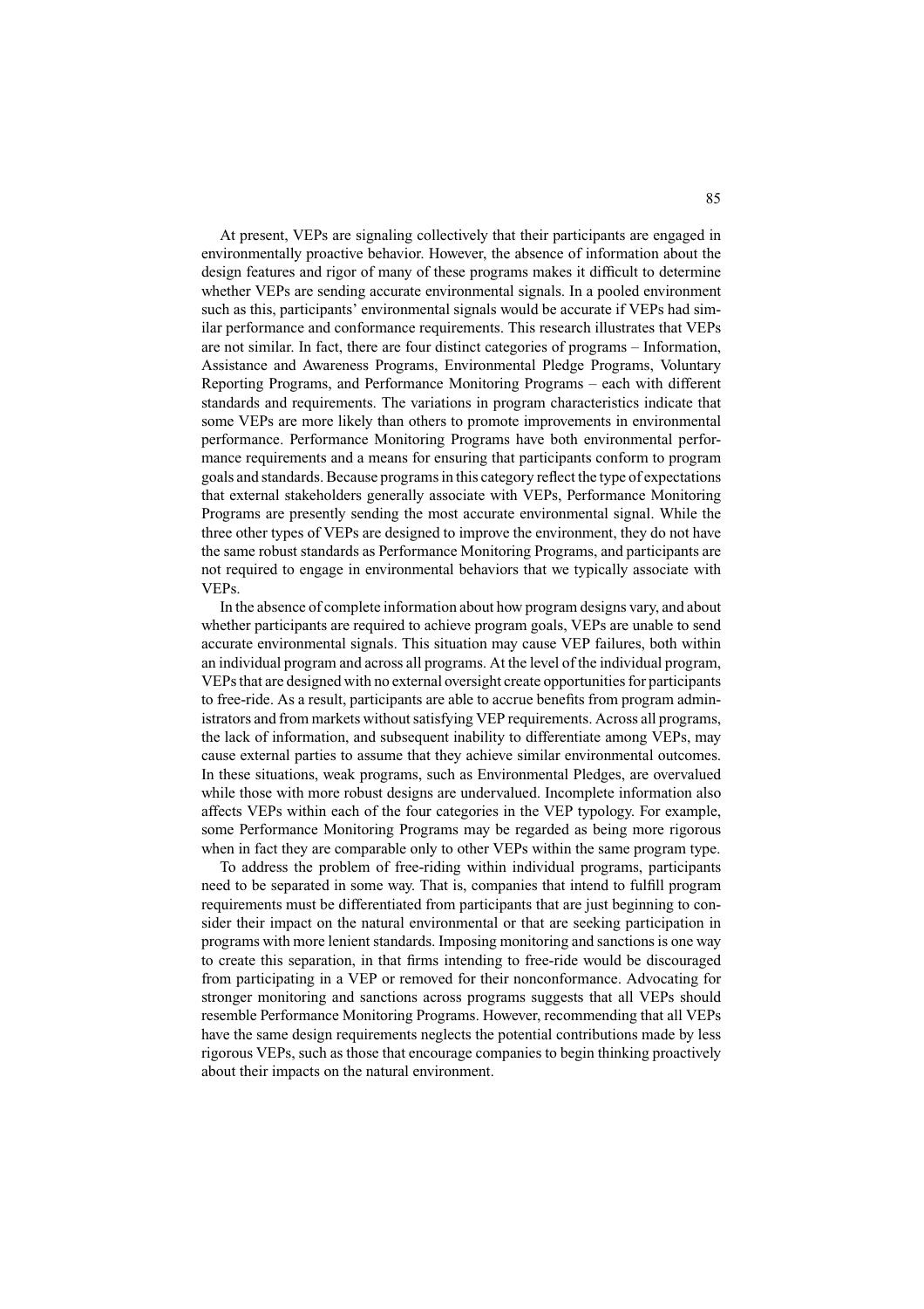At present, VEPs are signaling collectively that their participants are engaged in environmentally proactive behavior. However, the absence of information about the design features and rigor of many of these programs makes it difficult to determine whether VEPs are sending accurate environmental signals. In a pooled environment such as this, participants' environmental signals would be accurate if VEPs had similar performance and conformance requirements. This research illustrates that VEPs are not similar. In fact, there are four distinct categories of programs – Information, Assistance and Awareness Programs, Environmental Pledge Programs, Voluntary Reporting Programs, and Performance Monitoring Programs – each with different standards and requirements. The variations in program characteristics indicate that some VEPs are more likely than others to promote improvements in environmental performance. Performance Monitoring Programs have both environmental performance requirements and a means for ensuring that participants conform to program goals and standards. Because programs in this category reflect the type of expectations that external stakeholders generally associate with VEPs, Performance Monitoring Programs are presently sending the most accurate environmental signal. While the three other types of VEPs are designed to improve the environment, they do not have the same robust standards as Performance Monitoring Programs, and participants are not required to engage in environmental behaviors that we typically associate with VEPs.

In the absence of complete information about how program designs vary, and about whether participants are required to achieve program goals, VEPs are unable to send accurate environmental signals. This situation may cause VEP failures, both within an individual program and across all programs. At the level of the individual program, VEPs that are designed with no external oversight create opportunities for participants to free-ride. As a result, participants are able to accrue benefits from program administrators and from markets without satisfying VEP requirements. Across all programs, the lack of information, and subsequent inability to differentiate among VEPs, may cause external parties to assume that they achieve similar environmental outcomes. In these situations, weak programs, such as Environmental Pledges, are overvalued while those with more robust designs are undervalued. Incomplete information also affects VEPs within each of the four categories in the VEP typology. For example, some Performance Monitoring Programs may be regarded as being more rigorous when in fact they are comparable only to other VEPs within the same program type.

To address the problem of free-riding within individual programs, participants need to be separated in some way. That is, companies that intend to fulfill program requirements must be differentiated from participants that are just beginning to consider their impact on the natural environmental or that are seeking participation in programs with more lenient standards. Imposing monitoring and sanctions is one way to create this separation, in that firms intending to free-ride would be discouraged from participating in a VEP or removed for their nonconformance. Advocating for stronger monitoring and sanctions across programs suggests that all VEPs should resemble Performance Monitoring Programs. However, recommending that all VEPs have the same design requirements neglects the potential contributions made by less rigorous VEPs, such as those that encourage companies to begin thinking proactively about their impacts on the natural environment.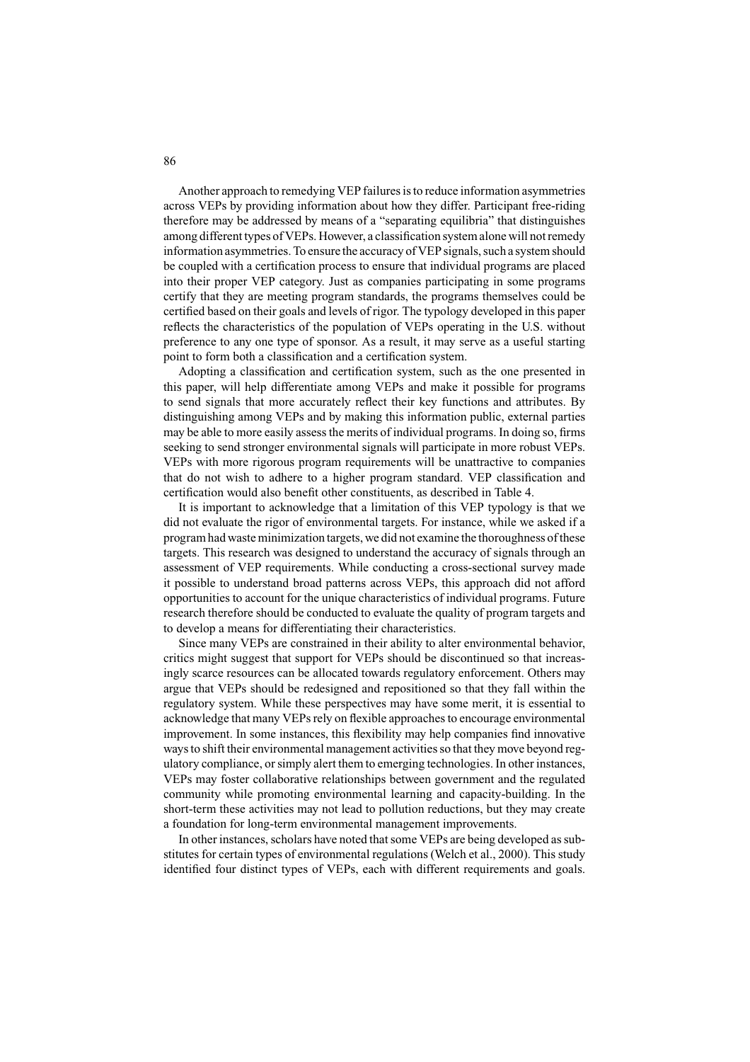Another approach to remedying VEP failures is to reduce information asymmetries across VEPs by providing information about how they differ. Participant free-riding therefore may be addressed by means of a "separating equilibria" that distinguishes among different types of VEPs. However, a classification system alone will not remedy information asymmetries. To ensure the accuracy of VEP signals, such a system should be coupled with a certification process to ensure that individual programs are placed into their proper VEP category. Just as companies participating in some programs certify that they are meeting program standards, the programs themselves could be certified based on their goals and levels of rigor. The typology developed in this paper reflects the characteristics of the population of VEPs operating in the U.S. without preference to any one type of sponsor. As a result, it may serve as a useful starting point to form both a classification and a certification system.

Adopting a classification and certification system, such as the one presented in this paper, will help differentiate among VEPs and make it possible for programs to send signals that more accurately reflect their key functions and attributes. By distinguishing among VEPs and by making this information public, external parties may be able to more easily assess the merits of individual programs. In doing so, firms seeking to send stronger environmental signals will participate in more robust VEPs. VEPs with more rigorous program requirements will be unattractive to companies that do not wish to adhere to a higher program standard. VEP classification and certification would also benefit other constituents, as described in Table 4.

It is important to acknowledge that a limitation of this VEP typology is that we did not evaluate the rigor of environmental targets. For instance, while we asked if a program had waste minimization targets, we did not examine the thoroughness of these targets. This research was designed to understand the accuracy of signals through an assessment of VEP requirements. While conducting a cross-sectional survey made it possible to understand broad patterns across VEPs, this approach did not afford opportunities to account for the unique characteristics of individual programs. Future research therefore should be conducted to evaluate the quality of program targets and to develop a means for differentiating their characteristics.

Since many VEPs are constrained in their ability to alter environmental behavior, critics might suggest that support for VEPs should be discontinued so that increasingly scarce resources can be allocated towards regulatory enforcement. Others may argue that VEPs should be redesigned and repositioned so that they fall within the regulatory system. While these perspectives may have some merit, it is essential to acknowledge that many VEPs rely on flexible approaches to encourage environmental improvement. In some instances, this flexibility may help companies find innovative ways to shift their environmental management activities so that they move beyond regulatory compliance, or simply alert them to emerging technologies. In other instances, VEPs may foster collaborative relationships between government and the regulated community while promoting environmental learning and capacity-building. In the short-term these activities may not lead to pollution reductions, but they may create a foundation for long-term environmental management improvements.

In other instances, scholars have noted that some VEPs are being developed as substitutes for certain types of environmental regulations (Welch et al., 2000). This study identified four distinct types of VEPs, each with different requirements and goals.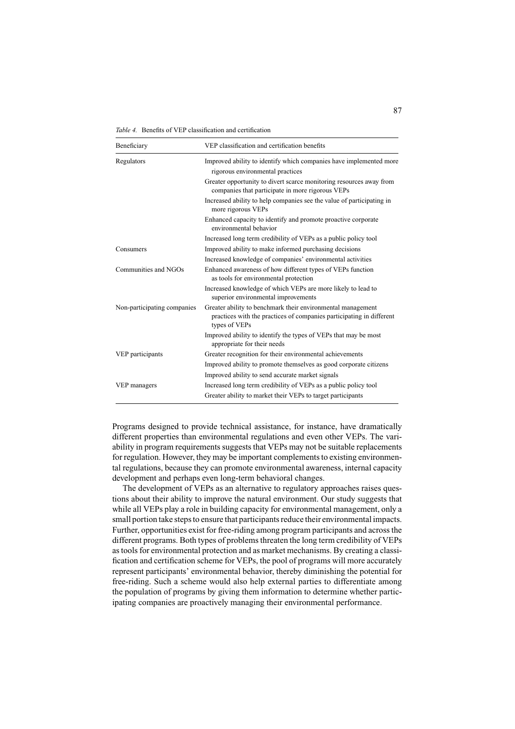*Table 4.* Benefits of VEP classification and certification

| Beneficiary | VEP classification and certification benefits |
|---|---|
| Regulators | Improved ability to identify which companies have implemented more rigorous environmental practices |
| | Greater opportunity to divert scarce monitoring resources away from companies that participate in more rigorous VEPs |
| | Increased ability to help companies see the value of participating in more rigorous VEPs |
| | Enhanced capacity to identify and promote proactive corporate environmental behavior |
| | Increased long term credibility of VEPs as a public policy tool |
| Consumers | Improved ability to make informed purchasing decisions |
| | Increased knowledge of companies' environmental activities |
| Communities and NGOs | Enhanced awareness of how different types of VEPs function as tools for environmental protection |
| | Increased knowledge of which VEPs are more likely to lead to superior environmental improvements |
| Non-participating companies | Greater ability to benchmark their environmental management practices with the practices of companies participating in different types of VEPs |
| | Improved ability to identify the types of VEPs that may be most appropriate for their needs |
| VEP participants | Greater recognition for their environmental achievements |
| | Improved ability to promote themselves as good corporate citizens |
| | Improved ability to send accurate market signals |
| VEP managers | Increased long term credibility of VEPs as a public policy tool |
| | Greater ability to market their VEPs to target participants |

Programs designed to provide technical assistance, for instance, have dramatically different properties than environmental regulations and even other VEPs. The variability in program requirements suggests that VEPs may not be suitable replacements for regulation. However, they may be important complements to existing environmental regulations, because they can promote environmental awareness, internal capacity development and perhaps even long-term behavioral changes.

The development of VEPs as an alternative to regulatory approaches raises questions about their ability to improve the natural environment. Our study suggests that while all VEPs play a role in building capacity for environmental management, only a small portion take steps to ensure that participants reduce their environmental impacts. Further, opportunities exist for free-riding among program participants and across the different programs. Both types of problems threaten the long term credibility of VEPs as tools for environmental protection and as market mechanisms. By creating a classification and certification scheme for VEPs, the pool of programs will more accurately represent participants' environmental behavior, thereby diminishing the potential for free-riding. Such a scheme would also help external parties to differentiate among the population of programs by giving them information to determine whether participating companies are proactively managing their environmental performance.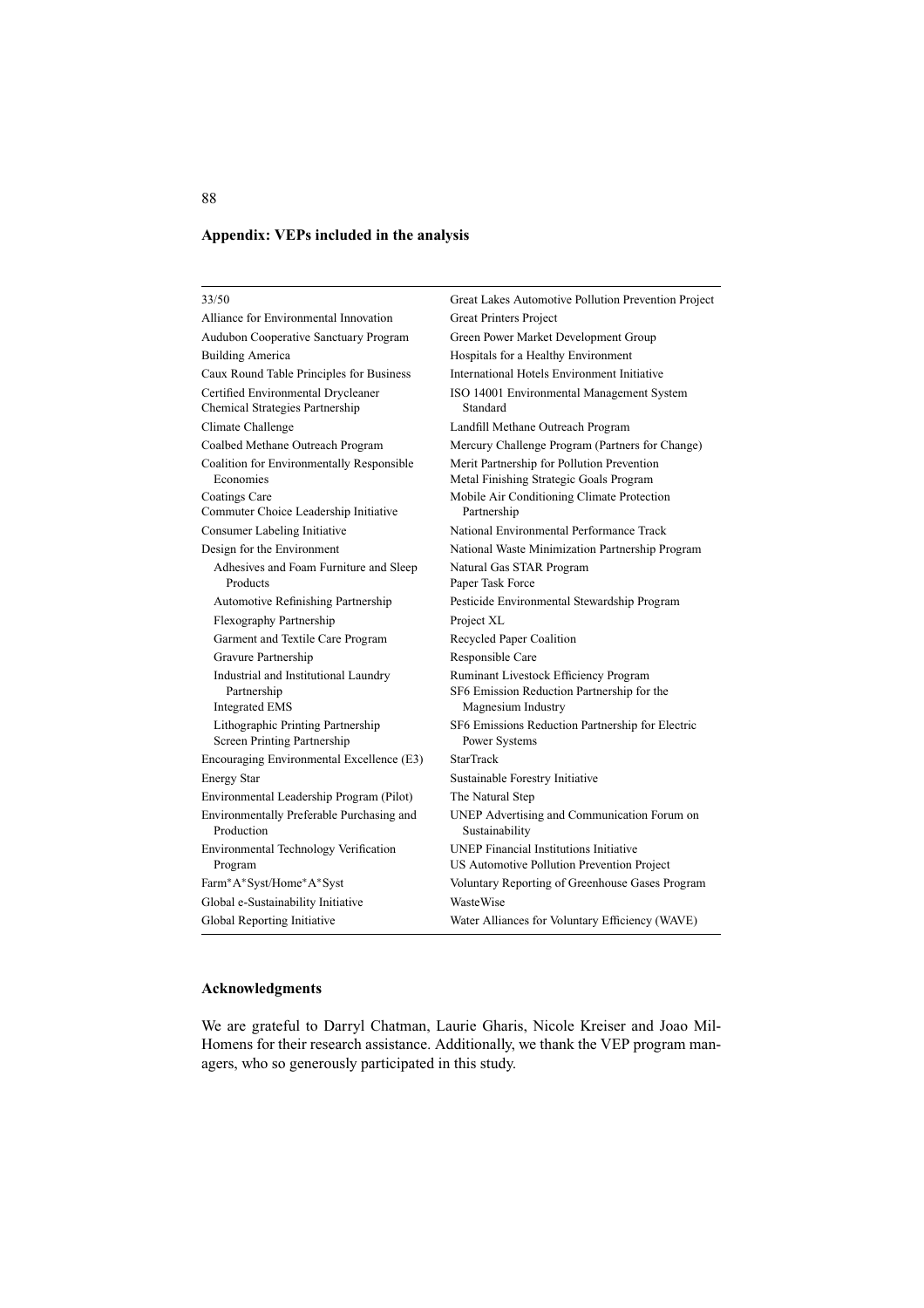## Appendix: VEPs included in the analysis

| | |
|---|---|
| 33/50 | Great Lakes Automotive Pollution Prevention Project |
| Alliance for Environmental Innovation | Great Printers Project |
| Audubon Cooperative Sanctuary Program | Green Power Market Development Group |
| Building America | Hospitals for a Healthy Environment |
| Caux Round Table Principles for Business | International Hotels Environment Initiative |
| Certified Environmental Drycleaner | ISO 14001 Environmental Management System Standard |
| Chemical Strategies Partnership | |
| Climate Challenge | Landfill Methane Outreach Program |
| Coalbed Methane Outreach Program | Mercury Challenge Program (Partners for Change) |
| Coalition for Environmentally Responsible Economies | Merit Partnership for Pollution Prevention |
| | Metal Finishing Strategic Goals Program |
| Coatings Care | Mobile Air Conditioning Climate Protection Partnership |
| Commuter Choice Leadership Initiative | |
| Consumer Labeling Initiative | National Environmental Performance Track |
| Design for the Environment | National Waste Minimization Partnership Program |
| Adhesives and Foam Furniture and Sleep Products | Natural Gas STAR Program |
| | Paper Task Force |
| Automotive Refinishing Partnership | Pesticide Environmental Stewardship Program |
| Flexography Partnership | Project XL |
| Garment and Textile Care Program | Recycled Paper Coalition |
| Gravure Partnership | Responsible Care |
| Industrial and Institutional Laundry Partnership | Ruminant Livestock Efficiency Program |
| Integrated EMS | SF6 Emission Reduction Partnership for the Magnesium Industry |
| Lithographic Printing Partnership | SF6 Emissions Reduction Partnership for Electric Power Systems |
| Screen Printing Partnership | |
| Encouraging Environmental Excellence (E3) | StarTrack |
| Energy Star | Sustainable Forestry Initiative |
| Environmental Leadership Program (Pilot) | The Natural Step |
| Environmentally Preferable Purchasing and Production | UNEP Advertising and Communication Forum on Sustainability |
| Environmental Technology Verification Program | UNEP Financial Institutions Initiative |
| | US Automotive Pollution Prevention Project |
| Farm*A*Syst/Home*A*Syst | Voluntary Reporting of Greenhouse Gases Program |
| Global e-Sustainability Initiative | WasteWise |
| Global Reporting Initiative | Water Alliances for Voluntary Efficiency (WAVE) |

## Acknowledgments

We are grateful to Darryl Chatman, Laurie Gharis, Nicole Kreiser and Joao Mil-Homens for their research assistance. Additionally, we thank the VEP program managers, who so generously participated in this study.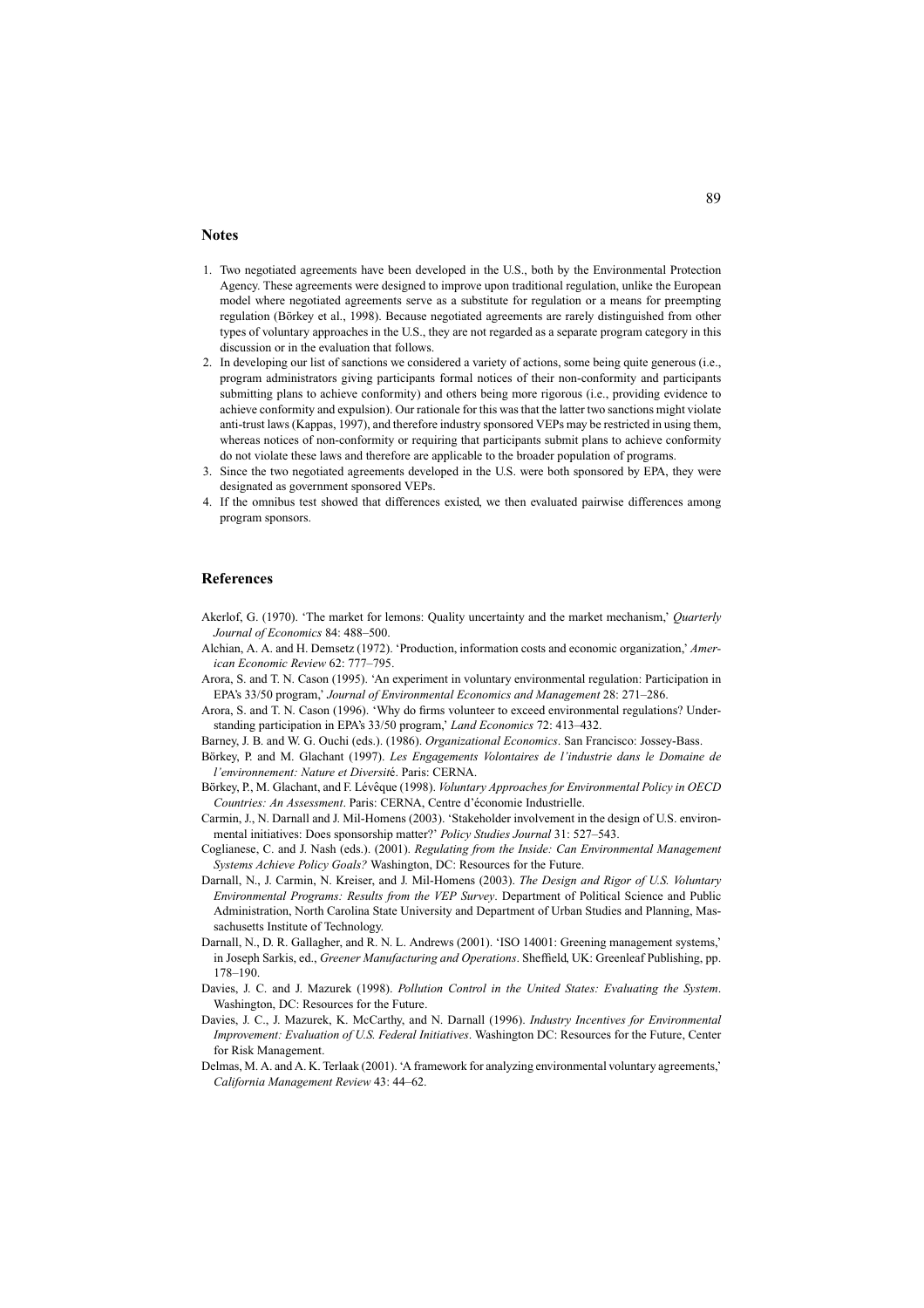## Notes

1. Two negotiated agreements have been developed in the U.S., both by the Environmental Protection Agency. These agreements were designed to improve upon traditional regulation, unlike the European model where negotiated agreements serve as a substitute for regulation or a means for preempting regulation (Börkey et al., 1998). Because negotiated agreements are rarely distinguished from other types of voluntary approaches in the U.S., they are not regarded as a separate program category in this discussion or in the evaluation that follows.
2. In developing our list of sanctions we considered a variety of actions, some being quite generous (i.e., program administrators giving participants formal notices of their non-conformity and participants submitting plans to achieve conformity) and others being more rigorous (i.e., providing evidence to achieve conformity and expulsion). Our rationale for this was that the latter two sanctions might violate anti-trust laws (Kappas, 1997), and therefore industry sponsored VEPs may be restricted in using them, whereas notices of non-conformity or requiring that participants submit plans to achieve conformity do not violate these laws and therefore are applicable to the broader population of programs.
3. Since the two negotiated agreements developed in the U.S. were both sponsored by EPA, they were designated as government sponsored VEPs.
4. If the omnibus test showed that differences existed, we then evaluated pairwise differences among program sponsors.

## References

Akerlof, G. (1970). 'The market for lemons: Quality uncertainty and the market mechanism,' *Quarterly Journal of Economics* 84: 488–500.

Alchian, A. A. and H. Demsetz (1972). 'Production, information costs and economic organization,' *American Economic Review* 62: 777–795.

Arora, S. and T. N. Cason (1995). 'An experiment in voluntary environmental regulation: Participation in EPA's 33/50 program,' *Journal of Environmental Economics and Management* 28: 271–286.

Arora, S. and T. N. Cason (1996). 'Why do firms volunteer to exceed environmental regulations? Understanding participation in EPA's 33/50 program,' *Land Economics* 72: 413–432.

Barney, J. B. and W. G. Ouchi (eds.). (1986). *Organizational Economics*. San Francisco: Jossey-Bass.

Börkey, P. and M. Glachant (1997). *Les Engagements Volontaires de l'industrie dans le Domaine de l'environnement: Nature et Diversit*é. Paris: CERNA.

Börkey, P., M. Glachant, and F. Lévêque (1998). *Voluntary Approaches for Environmental Policy in OECD Countries: An Assessment*. Paris: CERNA, Centre d'économie Industrielle.

Carmin, J., N. Darnall and J. Mil-Homens (2003). 'Stakeholder involvement in the design of U.S. environmental initiatives: Does sponsorship matter?' *Policy Studies Journal* 31: 527–543.

Coglianese, C. and J. Nash (eds.). (2001). *Regulating from the Inside: Can Environmental Management Systems Achieve Policy Goals?* Washington, DC: Resources for the Future.

Darnall, N., J. Carmin, N. Kreiser, and J. Mil-Homens (2003). *The Design and Rigor of U.S. Voluntary Environmental Programs: Results from the VEP Survey*. Department of Political Science and Public Administration, North Carolina State University and Department of Urban Studies and Planning, Massachusetts Institute of Technology.

Darnall, N., D. R. Gallagher, and R. N. L. Andrews (2001). 'ISO 14001: Greening management systems,' in Joseph Sarkis, ed., *Greener Manufacturing and Operations*. Sheffield, UK: Greenleaf Publishing, pp. 178–190.

Davies, J. C. and J. Mazurek (1998). *Pollution Control in the United States: Evaluating the System*. Washington, DC: Resources for the Future.

Davies, J. C., J. Mazurek, K. McCarthy, and N. Darnall (1996). *Industry Incentives for Environmental Improvement: Evaluation of U.S. Federal Initiatives*. Washington DC: Resources for the Future, Center for Risk Management.

Delmas, M. A. and A. K. Terlaak (2001). 'A framework for analyzing environmental voluntary agreements,' *California Management Review* 43: 44–62.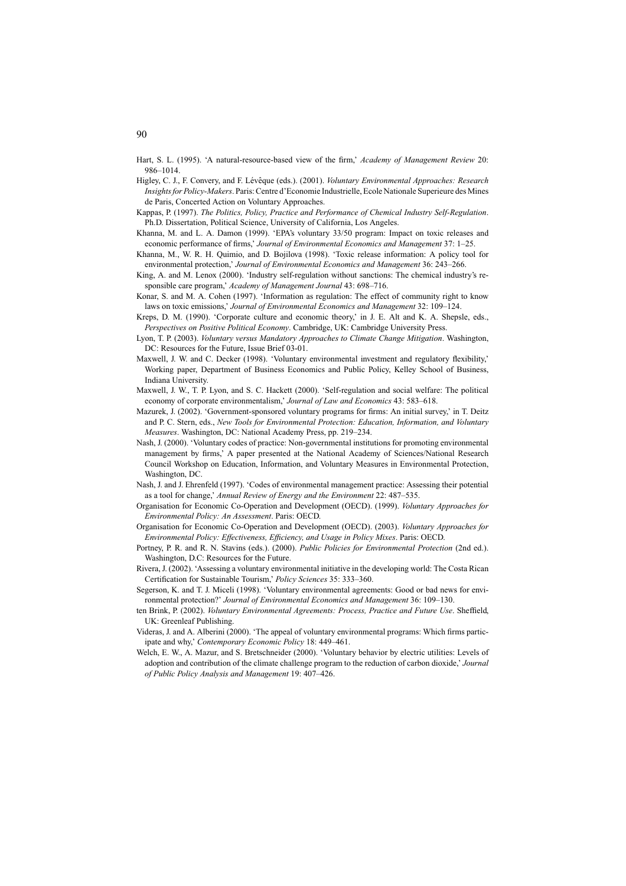Hart, S. L. (1995). 'A natural-resource-based view of the firm,' *Academy of Management Review* 20: 986–1014.

Higley, C. J., F. Convery, and F. Lévêque (eds.). (2001). *Voluntary Environmental Approaches: Research Insights for Policy-Makers*. Paris: Centre d'Economie Industrielle, Ecole Nationale Superieure des Mines de Paris, Concerted Action on Voluntary Approaches.

Kappas, P. (1997). *The Politics, Policy, Practice and Performance of Chemical Industry Self-Regulation*. Ph.D. Dissertation, Political Science, University of California, Los Angeles.

Khanna, M. and L. A. Damon (1999). 'EPA's voluntary 33/50 program: Impact on toxic releases and economic performance of firms,' *Journal of Environmental Economics and Management* 37: 1–25.

Khanna, M., W. R. H. Quimio, and D. Bojilova (1998). 'Toxic release information: A policy tool for environmental protection,' *Journal of Environmental Economics and Management* 36: 243–266.

King, A. and M. Lenox (2000). 'Industry self-regulation without sanctions: The chemical industry's responsible care program,' *Academy of Management Journal* 43: 698–716.

Konar, S. and M. A. Cohen (1997). 'Information as regulation: The effect of community right to know laws on toxic emissions,' *Journal of Environmental Economics and Management* 32: 109–124.

Kreps, D. M. (1990). 'Corporate culture and economic theory,' in J. E. Alt and K. A. Shepsle, eds., *Perspectives on Positive Political Economy*. Cambridge, UK: Cambridge University Press.

Lyon, T. P. (2003). *Voluntary versus Mandatory Approaches to Climate Change Mitigation*. Washington, DC: Resources for the Future, Issue Brief 03-01.

Maxwell, J. W. and C. Decker (1998). 'Voluntary environmental investment and regulatory flexibility,' Working paper, Department of Business Economics and Public Policy, Kelley School of Business, Indiana University.

Maxwell, J. W., T. P. Lyon, and S. C. Hackett (2000). 'Self-regulation and social welfare: The political economy of corporate environmentalism,' *Journal of Law and Economics* 43: 583–618.

Mazurek, J. (2002). 'Government-sponsored voluntary programs for firms: An initial survey,' in T. Deitz and P. C. Stern, eds., *New Tools for Environmental Protection: Education, Information, and Voluntary Measures*. Washington, DC: National Academy Press, pp. 219–234.

Nash, J. (2000). 'Voluntary codes of practice: Non-governmental institutions for promoting environmental management by firms,' A paper presented at the National Academy of Sciences/National Research Council Workshop on Education, Information, and Voluntary Measures in Environmental Protection, Washington, DC.

Nash, J. and J. Ehrenfeld (1997). 'Codes of environmental management practice: Assessing their potential as a tool for change,' *Annual Review of Energy and the Environment* 22: 487–535.

Organisation for Economic Co-Operation and Development (OECD). (1999). *Voluntary Approaches for Environmental Policy: An Assessment*. Paris: OECD.

Organisation for Economic Co-Operation and Development (OECD). (2003). *Voluntary Approaches for Environmental Policy: Effectiveness, Efficiency, and Usage in Policy Mixes*. Paris: OECD.

Portney, P. R. and R. N. Stavins (eds.). (2000). *Public Policies for Environmental Protection* (2nd ed.). Washington, D.C: Resources for the Future.

Rivera, J. (2002). 'Assessing a voluntary environmental initiative in the developing world: The Costa Rican Certification for Sustainable Tourism,' *Policy Sciences* 35: 333–360.

Segerson, K. and T. J. Miceli (1998). 'Voluntary environmental agreements: Good or bad news for environmental protection?' *Journal of Environmental Economics and Management* 36: 109–130.

ten Brink, P. (2002). *Voluntary Environmental Agreements: Process, Practice and Future Use*. Sheffield, UK: Greenleaf Publishing.

Videras, J. and A. Alberini (2000). 'The appeal of voluntary environmental programs: Which firms participate and why,' *Contemporary Economic Policy* 18: 449–461.

Welch, E. W., A. Mazur, and S. Bretschneider (2000). 'Voluntary behavior by electric utilities: Levels of adoption and contribution of the climate challenge program to the reduction of carbon dioxide,' *Journal of Public Policy Analysis and Management* 19: 407–426.